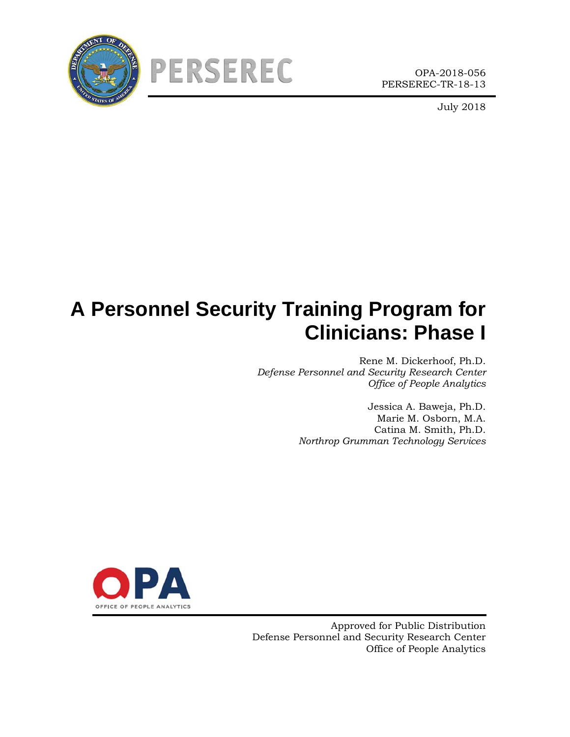PERSEREC

OPA-2018-056
PERSEREC-TR-18-13

July 2018

# A Personnel Security Training Program for Clinicians: Phase I

Rene M. Dickerhoof, Ph.D.
*Defense Personnel and Security Research Center*
*Office of People Analytics*

Jessica A. Baweja, Ph.D.
Marie M. Osborn, M.A.
Catina M. Smith, Ph.D.
*Northrop Grumman Technology Services*

OPA
OFFICE OF PEOPLE ANALYTICS

Approved for Public Distribution
Defense Personnel and Security Research Center
Office of People Analytics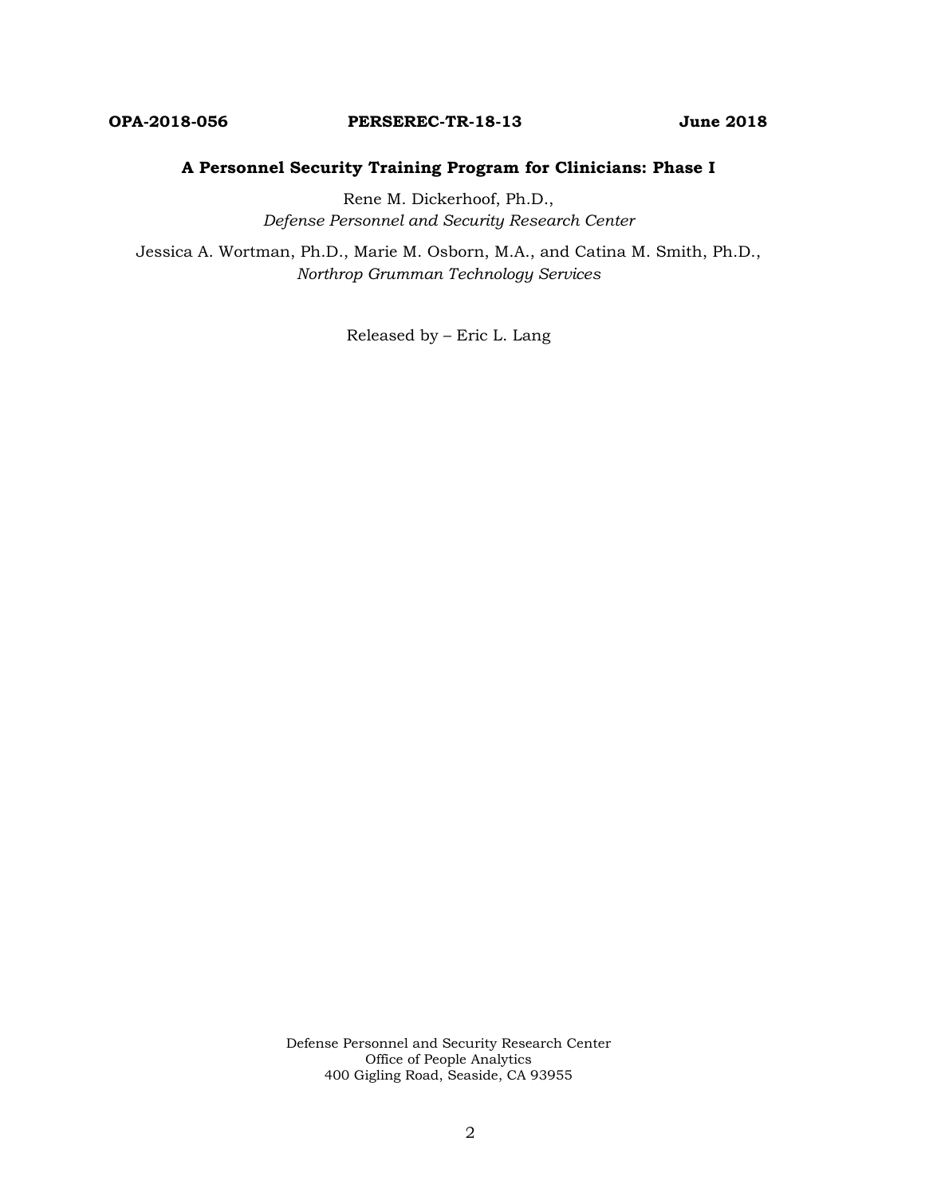**OPA-2018-056 PERSEREC-TR-18-13 June 2018**

# A Personnel Security Training Program for Clinicians: Phase I

Rene M. Dickerhoof, Ph.D.,
*Defense Personnel and Security Research Center*

Jessica A. Wortman, Ph.D., Marie M. Osborn, M.A., and Catina M. Smith, Ph.D.,
*Northrop Grumman Technology Services*

Released by – Eric L. Lang

Defense Personnel and Security Research Center
Office of People Analytics
400 Gigling Road, Seaside, CA 93955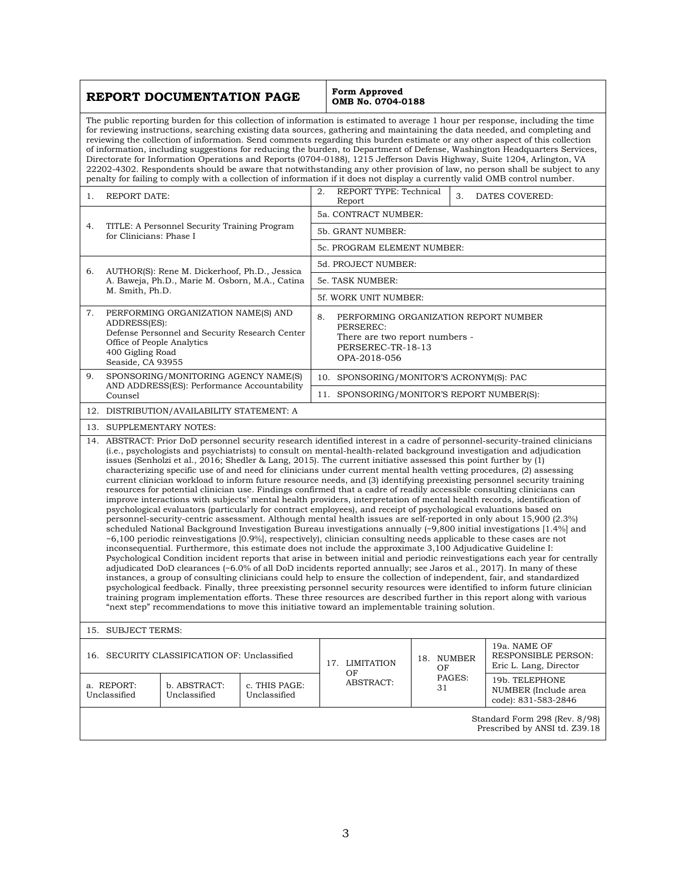# REPORT DOCUMENTATION PAGE

**Form Approved**
**OMB No. 0704-0188**

The public reporting burden for this collection of information is estimated to average 1 hour per response, including the time for reviewing instructions, searching existing data sources, gathering and maintaining the data needed, and completing and reviewing the collection of information. Send comments regarding this burden estimate or any other aspect of this collection of information, including suggestions for reducing the burden, to Department of Defense, Washington Headquarters Services, Directorate for Information Operations and Reports (0704-0188), 1215 Jefferson Davis Highway, Suite 1204, Arlington, VA 22202-4302. Respondents should be aware that notwithstanding any other provision of law, no person shall be subject to any penalty for failing to comply with a collection of information if it does not display a currently valid OMB control number.

| | | |
|---|---|---|
| 1. REPORT DATE: | 2. REPORT TYPE: Technical Report | 3. DATES COVERED: |
| 4. TITLE: A Personnel Security Training Program for Clinicians: Phase I | 5a. CONTRACT NUMBER: | |
| | 5b. GRANT NUMBER: | |
| | 5c. PROGRAM ELEMENT NUMBER: | |
| 6. AUTHOR(S): Rene M. Dickerhoof, Ph.D., Jessica A. Baweja, Ph.D., Marie M. Osborn, M.A., Catina M. Smith, Ph.D. | 5d. PROJECT NUMBER: | |
| | 5e. TASK NUMBER: | |
| | 5f. WORK UNIT NUMBER: | |
| 7. PERFORMING ORGANIZATION NAME(S) AND ADDRESS(ES): Defense Personnel and Security Research Center Office of People Analytics 400 Gigling Road Seaside, CA 93955 | 8. PERFORMING ORGANIZATION REPORT NUMBER PERSEREC: There are two report numbers - PERSEREC-TR-18-13 OPA-2018-056 | |
| 9. SPONSORING/MONITORING AGENCY NAME(S) AND ADDRESS(ES): Performance Accountability Counsel | 10. SPONSORING/MONITOR'S ACRONYM(S): PAC | |
| | 11. SPONSORING/MONITOR'S REPORT NUMBER(S): | |

12. DISTRIBUTION/AVAILABILITY STATEMENT: A

13. SUPPLEMENTARY NOTES:

14. ABSTRACT: Prior DoD personnel security research identified interest in a cadre of personnel-security-trained clinicians (i.e., psychologists and psychiatrists) to consult on mental-health-related background investigation and adjudication issues (Senholzi et al., 2016; Shedler & Lang, 2015). The current initiative assessed this point further by (1) characterizing specific use of and need for clinicians under current mental health vetting procedures, (2) assessing current clinician workload to inform future resource needs, and (3) identifying preexisting personnel security training resources for potential clinician use. Findings confirmed that a cadre of readily accessible consulting clinicians can improve interactions with subjects' mental health providers, interpretation of mental health records, identification of psychological evaluators (particularly for contract employees), and receipt of psychological evaluations based on personnel-security-centric assessment. Although mental health issues are self-reported in only about 15,900 (2.3%) scheduled National Background Investigation Bureau investigations annually (~9,800 initial investigations [1.4%] and ~6,100 periodic reinvestigations [0.9%], respectively), clinician consulting needs applicable to these cases are not inconsequential. Furthermore, this estimate does not include the approximate 3,100 Adjudicative Guideline I: Psychological Condition incident reports that arise in between initial and periodic reinvestigations each year for centrally adjudicated DoD clearances (~6.0% of all DoD incidents reported annually; see Jaros et al., 2017). In many of these instances, a group of consulting clinicians could help to ensure the collection of independent, fair, and standardized psychological feedback. Finally, three preexisting personnel security resources were identified to inform future clinician training program implementation efforts. These three resources are described further in this report along with various "next step" recommendations to move this initiative toward an implementable training solution.

15. SUBJECT TERMS:

| 16. SECURITY CLASSIFICATION OF: Unclassified | | | 17. LIMITATION OF ABSTRACT: | 18. NUMBER OF PAGES: 31 | 19a. NAME OF RESPONSIBLE PERSON: Eric L. Lang, Director |
|---|---|---|---|---|---|
| a. REPORT: Unclassified | b. ABSTRACT: Unclassified | c. THIS PAGE: Unclassified | | | 19b. TELEPHONE NUMBER (Include area code): 831-583-2846 |

Standard Form 298 (Rev. 8/98)
Prescribed by ANSI td. Z39.18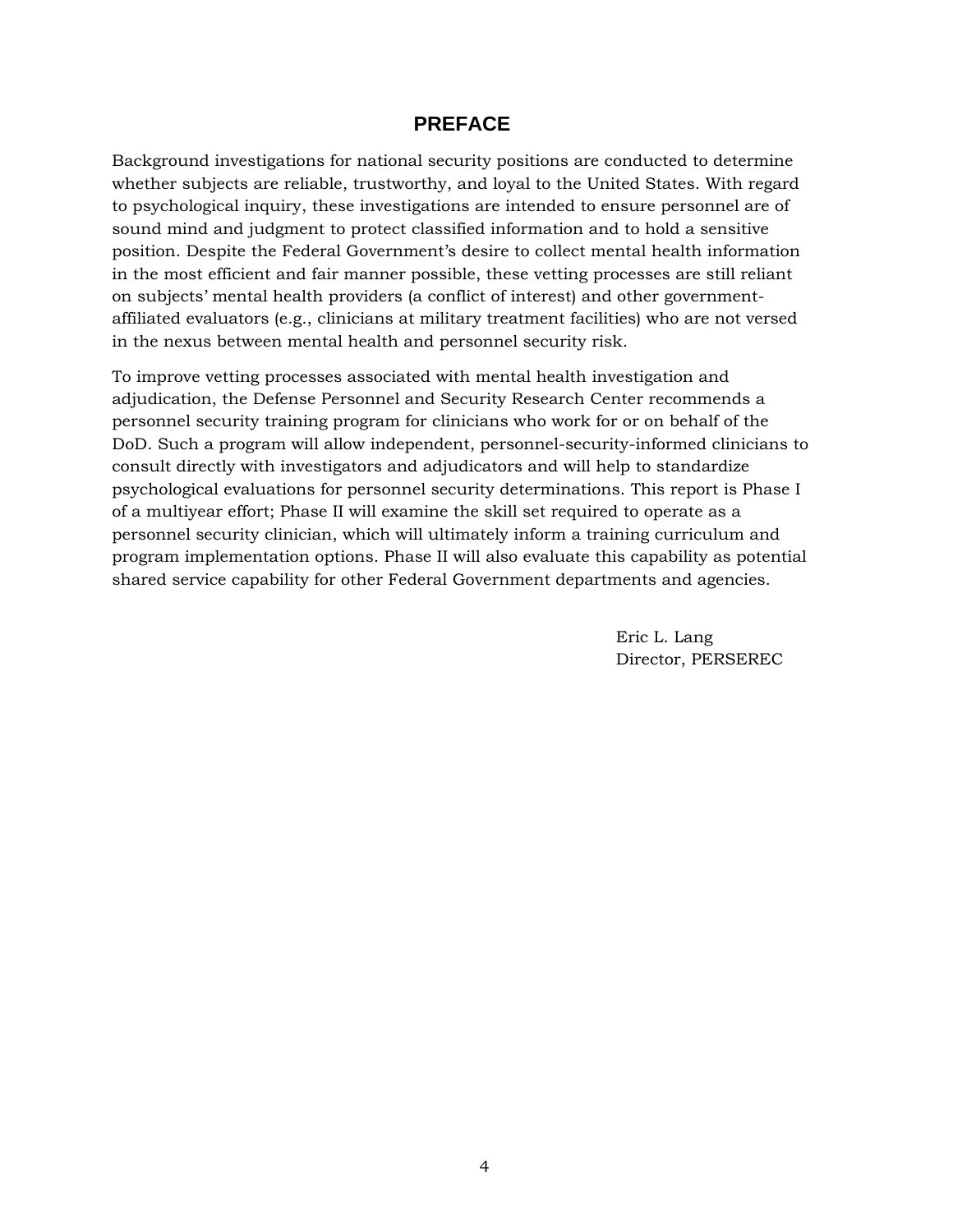# PREFACE

Background investigations for national security positions are conducted to determine whether subjects are reliable, trustworthy, and loyal to the United States. With regard to psychological inquiry, these investigations are intended to ensure personnel are of sound mind and judgment to protect classified information and to hold a sensitive position. Despite the Federal Government's desire to collect mental health information in the most efficient and fair manner possible, these vetting processes are still reliant on subjects' mental health providers (a conflict of interest) and other government-affiliated evaluators (e.g., clinicians at military treatment facilities) who are not versed in the nexus between mental health and personnel security risk.

To improve vetting processes associated with mental health investigation and adjudication, the Defense Personnel and Security Research Center recommends a personnel security training program for clinicians who work for or on behalf of the DoD. Such a program will allow independent, personnel-security-informed clinicians to consult directly with investigators and adjudicators and will help to standardize psychological evaluations for personnel security determinations. This report is Phase I of a multiyear effort; Phase II will examine the skill set required to operate as a personnel security clinician, which will ultimately inform a training curriculum and program implementation options. Phase II will also evaluate this capability as potential shared service capability for other Federal Government departments and agencies.

Eric L. Lang
Director, PERSEREC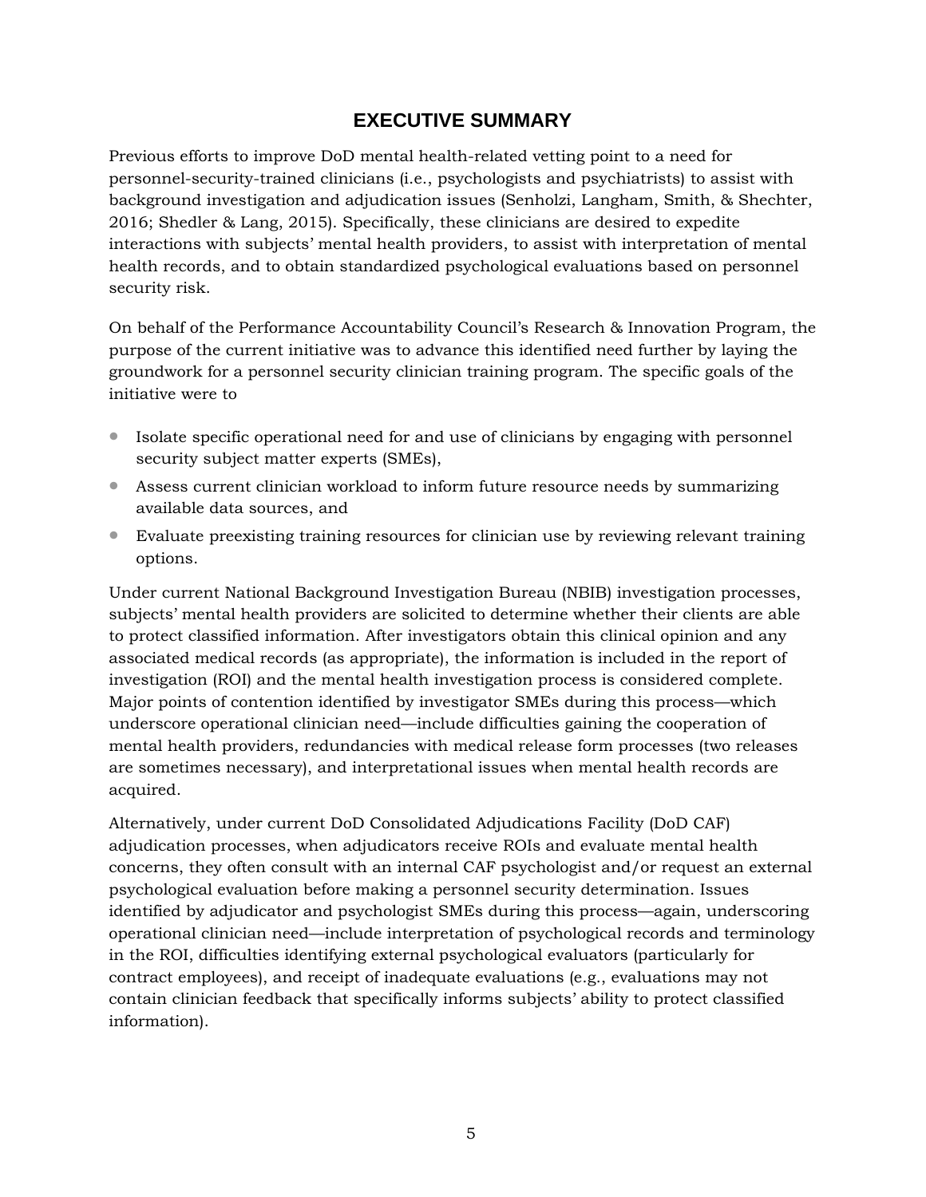# EXECUTIVE SUMMARY

Previous efforts to improve DoD mental health-related vetting point to a need for personnel-security-trained clinicians (i.e., psychologists and psychiatrists) to assist with background investigation and adjudication issues (Senholzi, Langham, Smith, & Shechter, 2016; Shedler & Lang, 2015). Specifically, these clinicians are desired to expedite interactions with subjects' mental health providers, to assist with interpretation of mental health records, and to obtain standardized psychological evaluations based on personnel security risk.

On behalf of the Performance Accountability Council's Research & Innovation Program, the purpose of the current initiative was to advance this identified need further by laying the groundwork for a personnel security clinician training program. The specific goals of the initiative were to

- Isolate specific operational need for and use of clinicians by engaging with personnel security subject matter experts (SMEs),
- Assess current clinician workload to inform future resource needs by summarizing available data sources, and
- Evaluate preexisting training resources for clinician use by reviewing relevant training options.

Under current National Background Investigation Bureau (NBIB) investigation processes, subjects' mental health providers are solicited to determine whether their clients are able to protect classified information. After investigators obtain this clinical opinion and any associated medical records (as appropriate), the information is included in the report of investigation (ROI) and the mental health investigation process is considered complete. Major points of contention identified by investigator SMEs during this process—which underscore operational clinician need—include difficulties gaining the cooperation of mental health providers, redundancies with medical release form processes (two releases are sometimes necessary), and interpretational issues when mental health records are acquired.

Alternatively, under current DoD Consolidated Adjudications Facility (DoD CAF) adjudication processes, when adjudicators receive ROIs and evaluate mental health concerns, they often consult with an internal CAF psychologist and/or request an external psychological evaluation before making a personnel security determination. Issues identified by adjudicator and psychologist SMEs during this process—again, underscoring operational clinician need—include interpretation of psychological records and terminology in the ROI, difficulties identifying external psychological evaluators (particularly for contract employees), and receipt of inadequate evaluations (e.g., evaluations may not contain clinician feedback that specifically informs subjects' ability to protect classified information).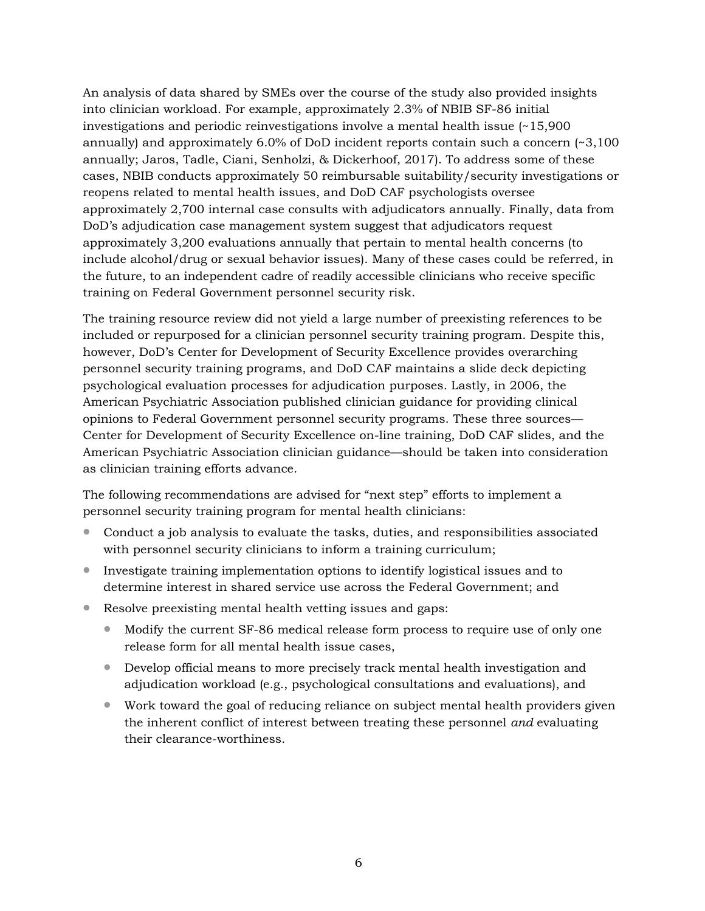An analysis of data shared by SMEs over the course of the study also provided insights into clinician workload. For example, approximately 2.3% of NBIB SF-86 initial investigations and periodic reinvestigations involve a mental health issue (~15,900 annually) and approximately 6.0% of DoD incident reports contain such a concern (~3,100 annually; Jaros, Tadle, Ciani, Senholzi, & Dickerhoof, 2017). To address some of these cases, NBIB conducts approximately 50 reimbursable suitability/security investigations or reopens related to mental health issues, and DoD CAF psychologists oversee approximately 2,700 internal case consults with adjudicators annually. Finally, data from DoD's adjudication case management system suggest that adjudicators request approximately 3,200 evaluations annually that pertain to mental health concerns (to include alcohol/drug or sexual behavior issues). Many of these cases could be referred, in the future, to an independent cadre of readily accessible clinicians who receive specific training on Federal Government personnel security risk.

The training resource review did not yield a large number of preexisting references to be included or repurposed for a clinician personnel security training program. Despite this, however, DoD's Center for Development of Security Excellence provides overarching personnel security training programs, and DoD CAF maintains a slide deck depicting psychological evaluation processes for adjudication purposes. Lastly, in 2006, the American Psychiatric Association published clinician guidance for providing clinical opinions to Federal Government personnel security programs. These three sources—Center for Development of Security Excellence on-line training, DoD CAF slides, and the American Psychiatric Association clinician guidance—should be taken into consideration as clinician training efforts advance.

The following recommendations are advised for "next step" efforts to implement a personnel security training program for mental health clinicians:

- Conduct a job analysis to evaluate the tasks, duties, and responsibilities associated with personnel security clinicians to inform a training curriculum;
- Investigate training implementation options to identify logistical issues and to determine interest in shared service use across the Federal Government; and
- Resolve preexisting mental health vetting issues and gaps:
  - Modify the current SF-86 medical release form process to require use of only one release form for all mental health issue cases,
  - Develop official means to more precisely track mental health investigation and adjudication workload (e.g., psychological consultations and evaluations), and
  - Work toward the goal of reducing reliance on subject mental health providers given the inherent conflict of interest between treating these personnel *and* evaluating their clearance-worthiness.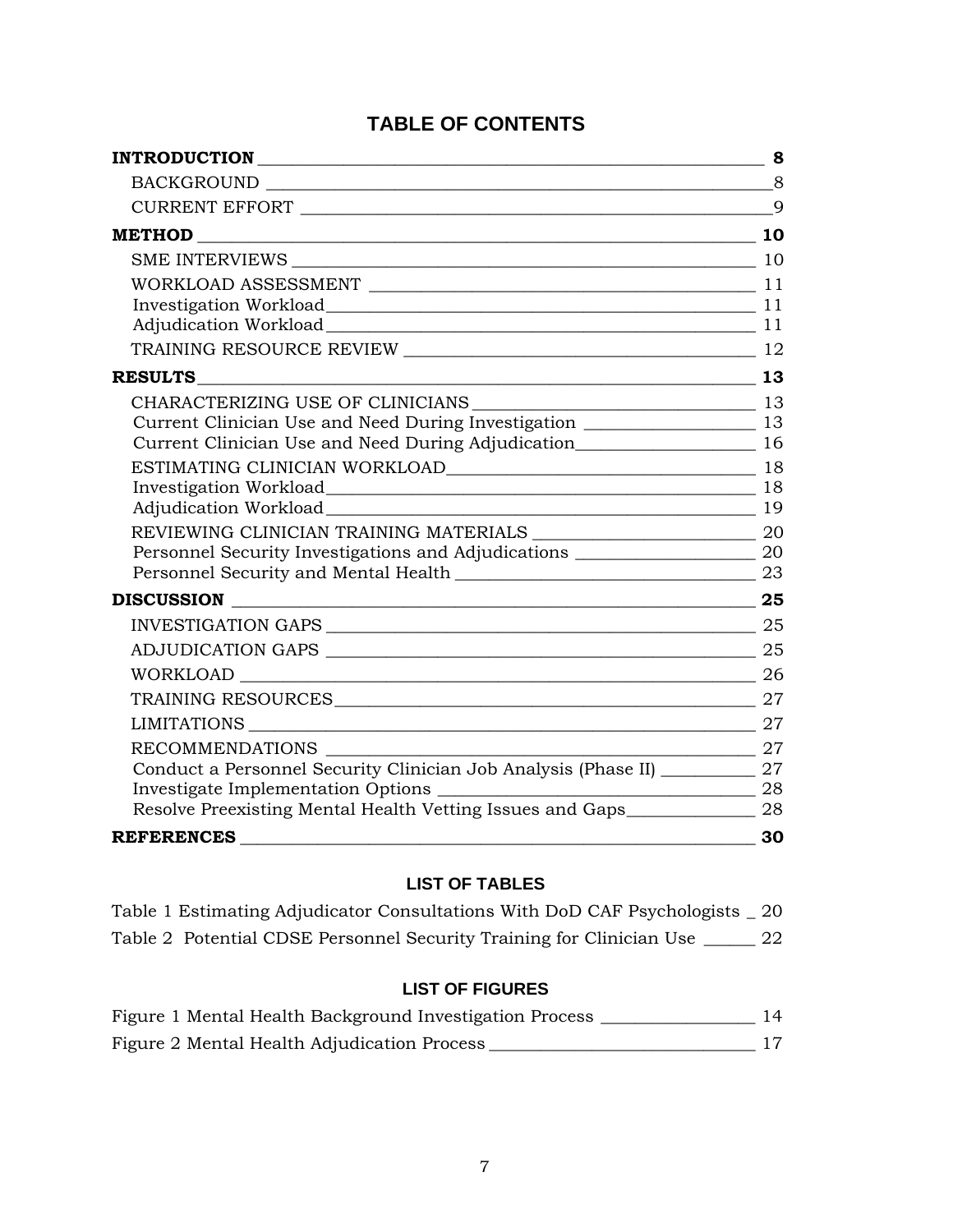## TABLE OF CONTENTS

**INTRODUCTION** **8**

- BACKGROUND 8
- CURRENT EFFORT 9

**METHOD** **10**

- SME INTERVIEWS 10
- WORKLOAD ASSESSMENT 11
  - Investigation Workload 11
  - Adjudication Workload 11
- TRAINING RESOURCE REVIEW 12

**RESULTS** **13**

- CHARACTERIZING USE OF CLINICIANS 13
  - Current Clinician Use and Need During Investigation 13
  - Current Clinician Use and Need During Adjudication 16
- ESTIMATING CLINICIAN WORKLOAD 18
  - Investigation Workload 18
  - Adjudication Workload 19
- REVIEWING CLINICIAN TRAINING MATERIALS 20
  - Personnel Security Investigations and Adjudications 20
  - Personnel Security and Mental Health 23

**DISCUSSION** **25**

- INVESTIGATION GAPS 25
- ADJUDICATION GAPS 25
- WORKLOAD 26
- TRAINING RESOURCES 27
- LIMITATIONS 27
- RECOMMENDATIONS 27
  - Conduct a Personnel Security Clinician Job Analysis (Phase II) 27
  - Investigate Implementation Options 28
  - Resolve Preexisting Mental Health Vetting Issues and Gaps 28

**REFERENCES** **30**

### LIST OF TABLES

Table 1 Estimating Adjudicator Consultations With DoD CAF Psychologists 20

Table 2 Potential CDSE Personnel Security Training for Clinician Use 22

### LIST OF FIGURES

Figure 1 Mental Health Background Investigation Process 14

Figure 2 Mental Health Adjudication Process 17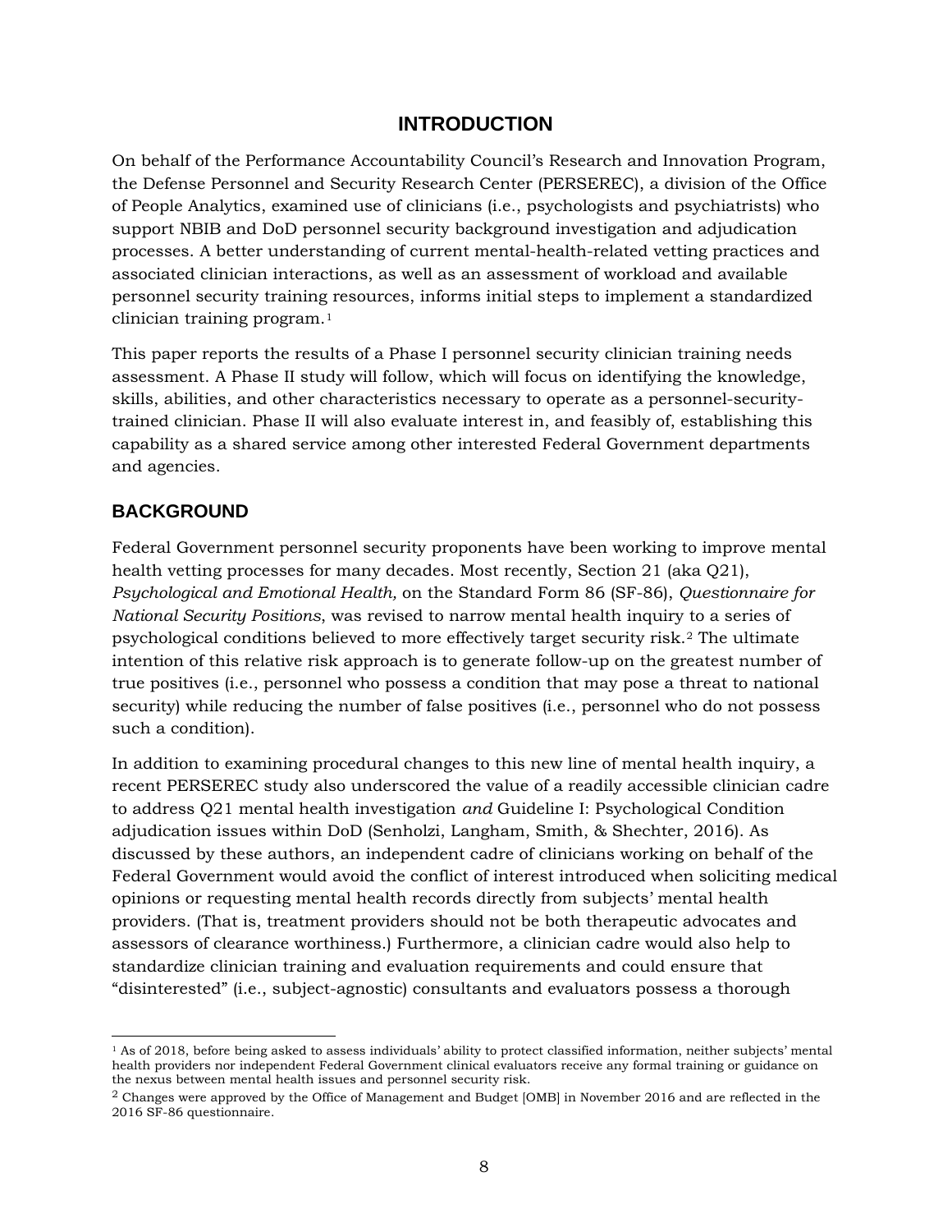# INTRODUCTION

On behalf of the Performance Accountability Council's Research and Innovation Program, the Defense Personnel and Security Research Center (PERSEREC), a division of the Office of People Analytics, examined use of clinicians (i.e., psychologists and psychiatrists) who support NBIB and DoD personnel security background investigation and adjudication processes. A better understanding of current mental-health-related vetting practices and associated clinician interactions, as well as an assessment of workload and available personnel security training resources, informs initial steps to implement a standardized clinician training program.[1]

This paper reports the results of a Phase I personnel security clinician training needs assessment. A Phase II study will follow, which will focus on identifying the knowledge, skills, abilities, and other characteristics necessary to operate as a personnel-security-trained clinician. Phase II will also evaluate interest in, and feasibly of, establishing this capability as a shared service among other interested Federal Government departments and agencies.

## BACKGROUND

Federal Government personnel security proponents have been working to improve mental health vetting processes for many decades. Most recently, Section 21 (aka Q21), *Psychological and Emotional Health,* on the Standard Form 86 (SF-86), *Questionnaire for National Security Positions*, was revised to narrow mental health inquiry to a series of psychological conditions believed to more effectively target security risk.[2] The ultimate intention of this relative risk approach is to generate follow-up on the greatest number of true positives (i.e., personnel who possess a condition that may pose a threat to national security) while reducing the number of false positives (i.e., personnel who do not possess such a condition).

In addition to examining procedural changes to this new line of mental health inquiry, a recent PERSEREC study also underscored the value of a readily accessible clinician cadre to address Q21 mental health investigation *and* Guideline I: Psychological Condition adjudication issues within DoD (Senholzi, Langham, Smith, & Shechter, 2016). As discussed by these authors, an independent cadre of clinicians working on behalf of the Federal Government would avoid the conflict of interest introduced when soliciting medical opinions or requesting mental health records directly from subjects' mental health providers. (That is, treatment providers should not be both therapeutic advocates and assessors of clearance worthiness.) Furthermore, a clinician cadre would also help to standardize clinician training and evaluation requirements and could ensure that "disinterested" (i.e., subject-agnostic) consultants and evaluators possess a thorough

---

[1] As of 2018, before being asked to assess individuals' ability to protect classified information, neither subjects' mental health providers nor independent Federal Government clinical evaluators receive any formal training or guidance on the nexus between mental health issues and personnel security risk.

[2] Changes were approved by the Office of Management and Budget [OMB] in November 2016 and are reflected in the 2016 SF-86 questionnaire.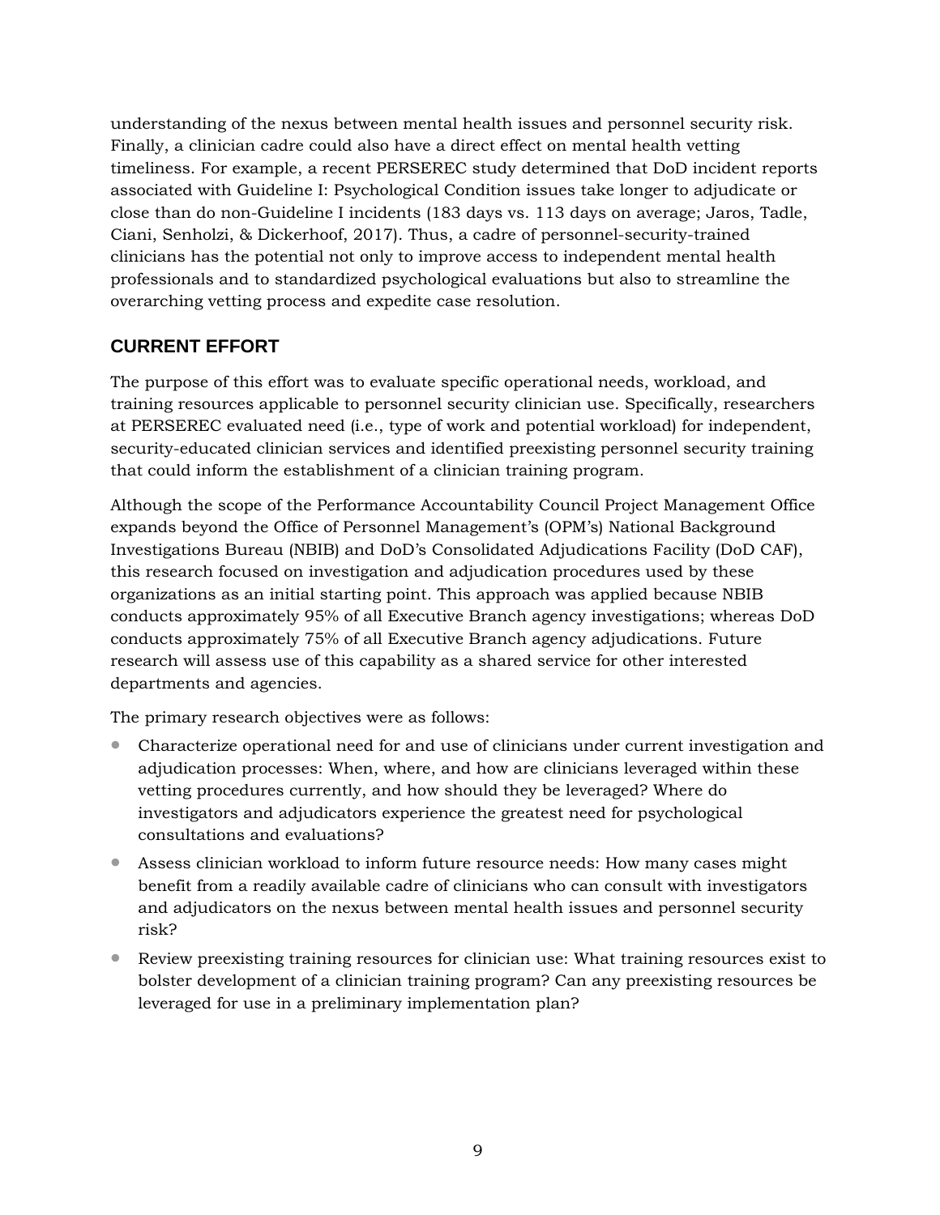understanding of the nexus between mental health issues and personnel security risk. Finally, a clinician cadre could also have a direct effect on mental health vetting timeliness. For example, a recent PERSEREC study determined that DoD incident reports associated with Guideline I: Psychological Condition issues take longer to adjudicate or close than do non-Guideline I incidents (183 days vs. 113 days on average; Jaros, Tadle, Ciani, Senholzi, & Dickerhoof, 2017). Thus, a cadre of personnel-security-trained clinicians has the potential not only to improve access to independent mental health professionals and to standardized psychological evaluations but also to streamline the overarching vetting process and expedite case resolution.

## CURRENT EFFORT

The purpose of this effort was to evaluate specific operational needs, workload, and training resources applicable to personnel security clinician use. Specifically, researchers at PERSEREC evaluated need (i.e., type of work and potential workload) for independent, security-educated clinician services and identified preexisting personnel security training that could inform the establishment of a clinician training program.

Although the scope of the Performance Accountability Council Project Management Office expands beyond the Office of Personnel Management's (OPM's) National Background Investigations Bureau (NBIB) and DoD's Consolidated Adjudications Facility (DoD CAF), this research focused on investigation and adjudication procedures used by these organizations as an initial starting point. This approach was applied because NBIB conducts approximately 95% of all Executive Branch agency investigations; whereas DoD conducts approximately 75% of all Executive Branch agency adjudications. Future research will assess use of this capability as a shared service for other interested departments and agencies.

The primary research objectives were as follows:

- Characterize operational need for and use of clinicians under current investigation and adjudication processes: When, where, and how are clinicians leveraged within these vetting procedures currently, and how should they be leveraged? Where do investigators and adjudicators experience the greatest need for psychological consultations and evaluations?
- Assess clinician workload to inform future resource needs: How many cases might benefit from a readily available cadre of clinicians who can consult with investigators and adjudicators on the nexus between mental health issues and personnel security risk?
- Review preexisting training resources for clinician use: What training resources exist to bolster development of a clinician training program? Can any preexisting resources be leveraged for use in a preliminary implementation plan?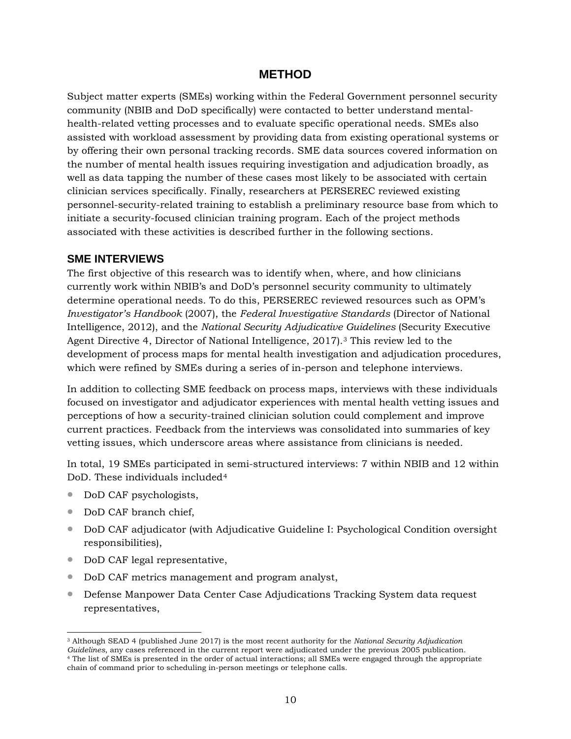# METHOD

Subject matter experts (SMEs) working within the Federal Government personnel security community (NBIB and DoD specifically) were contacted to better understand mental-health-related vetting processes and to evaluate specific operational needs. SMEs also assisted with workload assessment by providing data from existing operational systems or by offering their own personal tracking records. SME data sources covered information on the number of mental health issues requiring investigation and adjudication broadly, as well as data tapping the number of these cases most likely to be associated with certain clinician services specifically. Finally, researchers at PERSEREC reviewed existing personnel-security-related training to establish a preliminary resource base from which to initiate a security-focused clinician training program. Each of the project methods associated with these activities is described further in the following sections.

## SME INTERVIEWS

The first objective of this research was to identify when, where, and how clinicians currently work within NBIB's and DoD's personnel security community to ultimately determine operational needs. To do this, PERSEREC reviewed resources such as OPM's *Investigator's Handbook* (2007), the *Federal Investigative Standards* (Director of National Intelligence, 2012), and the *National Security Adjudicative Guidelines* (Security Executive Agent Directive 4, Director of National Intelligence, 2017).[3] This review led to the development of process maps for mental health investigation and adjudication procedures, which were refined by SMEs during a series of in-person and telephone interviews.

In addition to collecting SME feedback on process maps, interviews with these individuals focused on investigator and adjudicator experiences with mental health vetting issues and perceptions of how a security-trained clinician solution could complement and improve current practices. Feedback from the interviews was consolidated into summaries of key vetting issues, which underscore areas where assistance from clinicians is needed.

In total, 19 SMEs participated in semi-structured interviews: 7 within NBIB and 12 within DoD. These individuals included[4]

- DoD CAF psychologists,
- DoD CAF branch chief,
- DoD CAF adjudicator (with Adjudicative Guideline I: Psychological Condition oversight responsibilities),
- DoD CAF legal representative,
- DoD CAF metrics management and program analyst,
- Defense Manpower Data Center Case Adjudications Tracking System data request representatives,

[3] Although SEAD 4 (published June 2017) is the most recent authority for the *National Security Adjudication Guidelines*, any cases referenced in the current report were adjudicated under the previous 2005 publication.

[4] The list of SMEs is presented in the order of actual interactions; all SMEs were engaged through the appropriate chain of command prior to scheduling in-person meetings or telephone calls.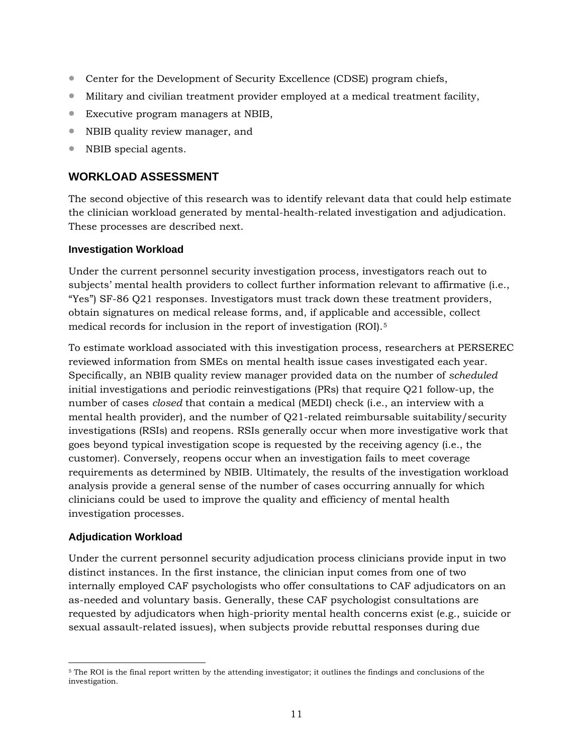- Center for the Development of Security Excellence (CDSE) program chiefs,
- Military and civilian treatment provider employed at a medical treatment facility,
- Executive program managers at NBIB,
- NBIB quality review manager, and
- NBIB special agents.

## WORKLOAD ASSESSMENT

The second objective of this research was to identify relevant data that could help estimate the clinician workload generated by mental-health-related investigation and adjudication. These processes are described next.

### Investigation Workload

Under the current personnel security investigation process, investigators reach out to subjects' mental health providers to collect further information relevant to affirmative (i.e., "Yes") SF-86 Q21 responses. Investigators must track down these treatment providers, obtain signatures on medical release forms, and, if applicable and accessible, collect medical records for inclusion in the report of investigation (ROI).[5]

To estimate workload associated with this investigation process, researchers at PERSEREC reviewed information from SMEs on mental health issue cases investigated each year. Specifically, an NBIB quality review manager provided data on the number of *scheduled* initial investigations and periodic reinvestigations (PRs) that require Q21 follow-up, the number of cases *closed* that contain a medical (MEDI) check (i.e., an interview with a mental health provider), and the number of Q21-related reimbursable suitability/security investigations (RSIs) and reopens. RSIs generally occur when more investigative work that goes beyond typical investigation scope is requested by the receiving agency (i.e., the customer). Conversely, reopens occur when an investigation fails to meet coverage requirements as determined by NBIB. Ultimately, the results of the investigation workload analysis provide a general sense of the number of cases occurring annually for which clinicians could be used to improve the quality and efficiency of mental health investigation processes.

### Adjudication Workload

Under the current personnel security adjudication process clinicians provide input in two distinct instances. In the first instance, the clinician input comes from one of two internally employed CAF psychologists who offer consultations to CAF adjudicators on an as-needed and voluntary basis. Generally, these CAF psychologist consultations are requested by adjudicators when high-priority mental health concerns exist (e.g., suicide or sexual assault-related issues), when subjects provide rebuttal responses during due

[5] The ROI is the final report written by the attending investigator; it outlines the findings and conclusions of the investigation.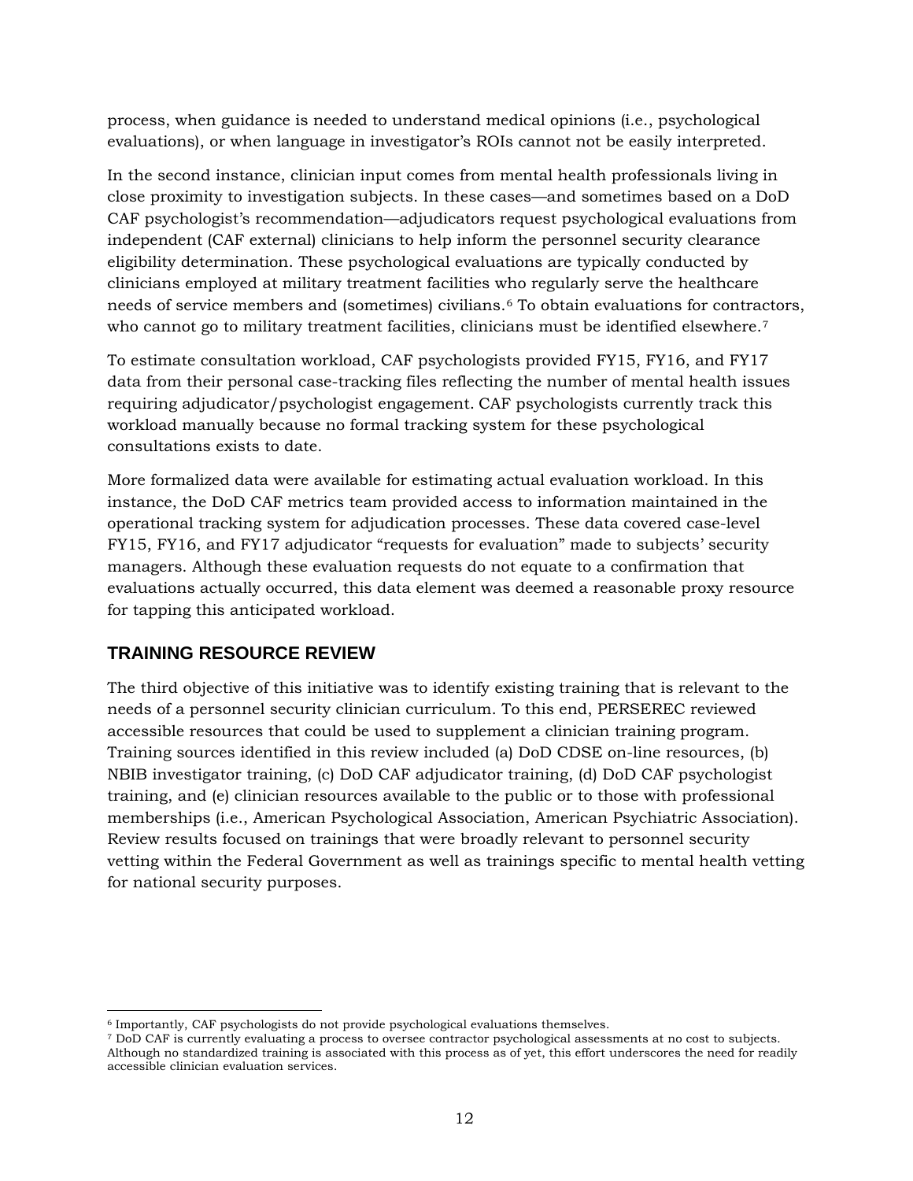process, when guidance is needed to understand medical opinions (i.e., psychological evaluations), or when language in investigator's ROIs cannot not be easily interpreted.

In the second instance, clinician input comes from mental health professionals living in close proximity to investigation subjects. In these cases—and sometimes based on a DoD CAF psychologist's recommendation—adjudicators request psychological evaluations from independent (CAF external) clinicians to help inform the personnel security clearance eligibility determination. These psychological evaluations are typically conducted by clinicians employed at military treatment facilities who regularly serve the healthcare needs of service members and (sometimes) civilians.[6] To obtain evaluations for contractors, who cannot go to military treatment facilities, clinicians must be identified elsewhere.[7]

To estimate consultation workload, CAF psychologists provided FY15, FY16, and FY17 data from their personal case-tracking files reflecting the number of mental health issues requiring adjudicator/psychologist engagement. CAF psychologists currently track this workload manually because no formal tracking system for these psychological consultations exists to date.

More formalized data were available for estimating actual evaluation workload. In this instance, the DoD CAF metrics team provided access to information maintained in the operational tracking system for adjudication processes. These data covered case-level FY15, FY16, and FY17 adjudicator "requests for evaluation" made to subjects' security managers. Although these evaluation requests do not equate to a confirmation that evaluations actually occurred, this data element was deemed a reasonable proxy resource for tapping this anticipated workload.

## TRAINING RESOURCE REVIEW

The third objective of this initiative was to identify existing training that is relevant to the needs of a personnel security clinician curriculum. To this end, PERSEREC reviewed accessible resources that could be used to supplement a clinician training program. Training sources identified in this review included (a) DoD CDSE on-line resources, (b) NBIB investigator training, (c) DoD CAF adjudicator training, (d) DoD CAF psychologist training, and (e) clinician resources available to the public or to those with professional memberships (i.e., American Psychological Association, American Psychiatric Association). Review results focused on trainings that were broadly relevant to personnel security vetting within the Federal Government as well as trainings specific to mental health vetting for national security purposes.

---

[6] Importantly, CAF psychologists do not provide psychological evaluations themselves.

[7] DoD CAF is currently evaluating a process to oversee contractor psychological assessments at no cost to subjects. Although no standardized training is associated with this process as of yet, this effort underscores the need for readily accessible clinician evaluation services.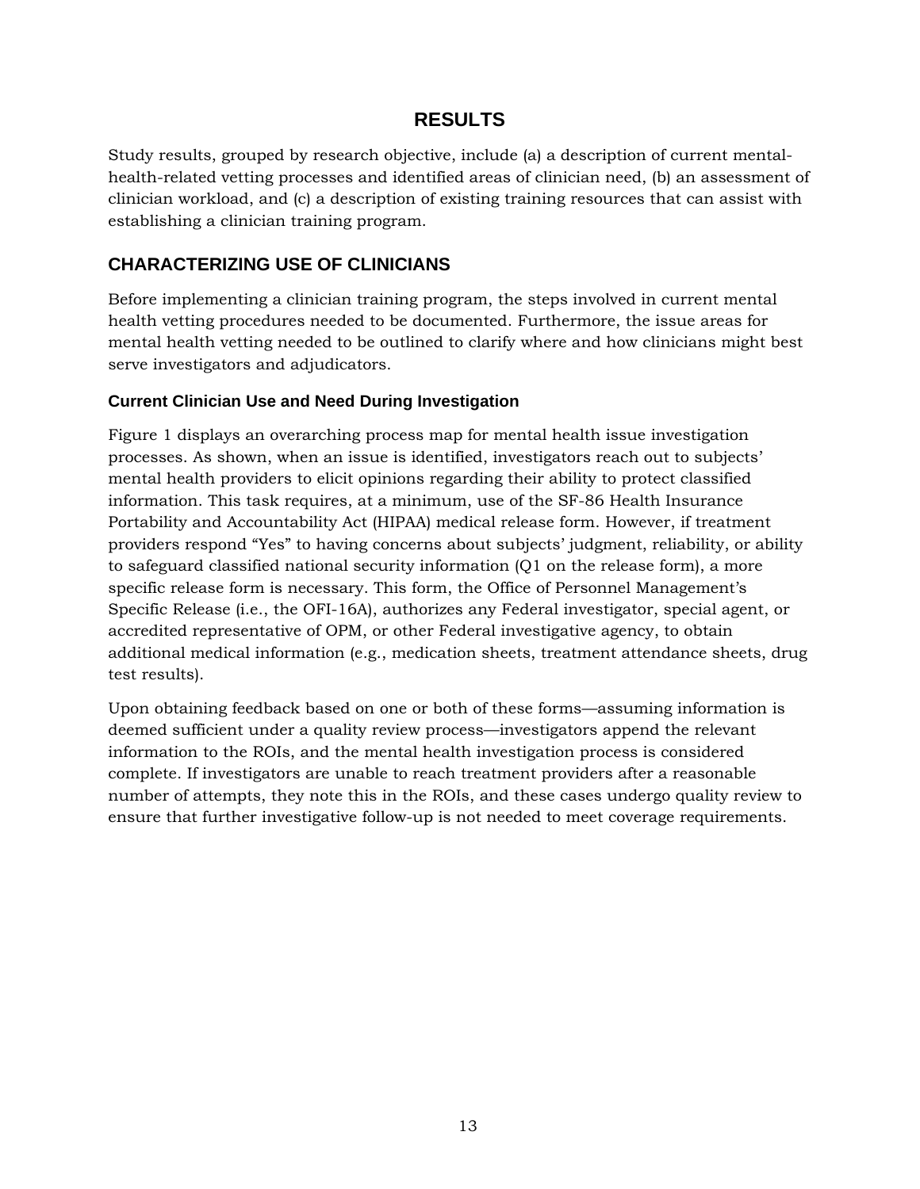# RESULTS

Study results, grouped by research objective, include (a) a description of current mental-health-related vetting processes and identified areas of clinician need, (b) an assessment of clinician workload, and (c) a description of existing training resources that can assist with establishing a clinician training program.

## CHARACTERIZING USE OF CLINICIANS

Before implementing a clinician training program, the steps involved in current mental health vetting procedures needed to be documented. Furthermore, the issue areas for mental health vetting needed to be outlined to clarify where and how clinicians might best serve investigators and adjudicators.

### Current Clinician Use and Need During Investigation

Figure 1 displays an overarching process map for mental health issue investigation processes. As shown, when an issue is identified, investigators reach out to subjects' mental health providers to elicit opinions regarding their ability to protect classified information. This task requires, at a minimum, use of the SF-86 Health Insurance Portability and Accountability Act (HIPAA) medical release form. However, if treatment providers respond "Yes" to having concerns about subjects' judgment, reliability, or ability to safeguard classified national security information (Q1 on the release form), a more specific release form is necessary. This form, the Office of Personnel Management's Specific Release (i.e., the OFI-16A), authorizes any Federal investigator, special agent, or accredited representative of OPM, or other Federal investigative agency, to obtain additional medical information (e.g., medication sheets, treatment attendance sheets, drug test results).

Upon obtaining feedback based on one or both of these forms—assuming information is deemed sufficient under a quality review process—investigators append the relevant information to the ROIs, and the mental health investigation process is considered complete. If investigators are unable to reach treatment providers after a reasonable number of attempts, they note this in the ROIs, and these cases undergo quality review to ensure that further investigative follow-up is not needed to meet coverage requirements.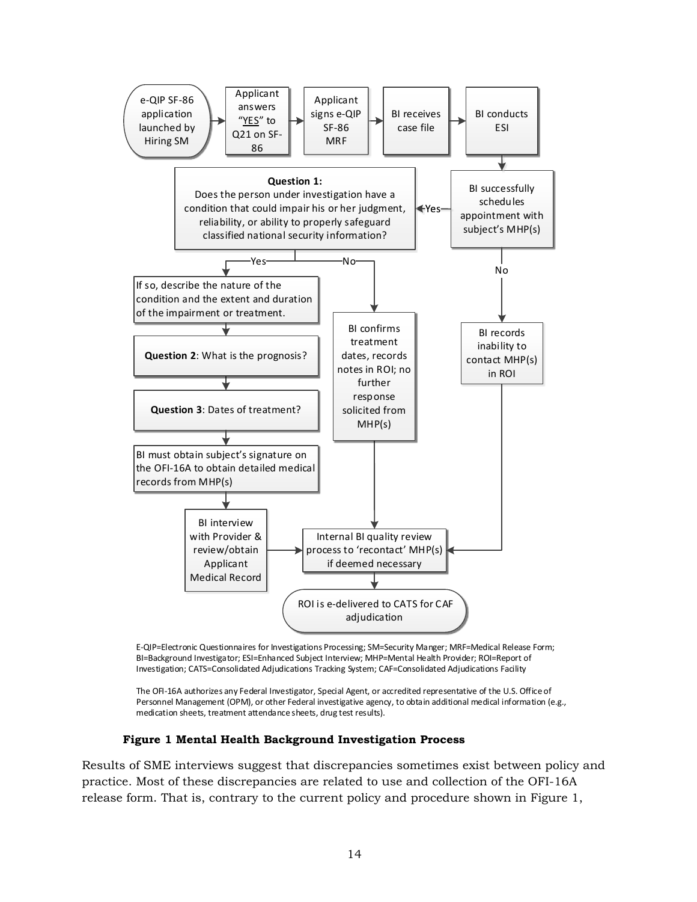e-QIP SF-86 application launched by Hiring SM → Applicant answers "YES" to Q21 on SF-86 → Applicant signs e-QIP SF-86 MRF → BI receives case file → BI conducts ESI → BI successfully schedules appointment with subject's MHP(s)

- Yes → **Question 1:** Does the person under investigation have a condition that could impair his or her judgment, reliability, or ability to properly safeguard classified national security information?
  - Yes → If so, describe the nature of the condition and the extent and duration of the impairment or treatment. → **Question 2**: What is the prognosis? → **Question 3**: Dates of treatment? → BI must obtain subject's signature on the OFI-16A to obtain detailed medical records from MHP(s) → BI interview with Provider & review/obtain Applicant Medical Record → Internal BI quality review process to 'recontact' MHP(s) if deemed necessary
  - No → BI confirms treatment dates, records notes in ROI; no further response solicited from MHP(s) → Internal BI quality review process to 'recontact' MHP(s) if deemed necessary
- No → BI records inability to contact MHP(s) in ROI → Internal BI quality review process to 'recontact' MHP(s) if deemed necessary

Internal BI quality review process to 'recontact' MHP(s) if deemed necessary → ROI is e-delivered to CATS for CAF adjudication

E-QIP=Electronic Questionnaires for Investigations Processing; SM=Security Manger; MRF=Medical Release Form; BI=Background Investigator; ESI=Enhanced Subject Interview; MHP=Mental Health Provider; ROI=Report of Investigation; CATS=Consolidated Adjudications Tracking System; CAF=Consolidated Adjudications Facility

The OFI-16A authorizes any Federal Investigator, Special Agent, or accredited representative of the U.S. Office of Personnel Management (OPM), or other Federal investigative agency, to obtain additional medical information (e.g., medication sheets, treatment attendance sheets, drug test results).

**Figure 1 Mental Health Background Investigation Process**

Results of SME interviews suggest that discrepancies sometimes exist between policy and practice. Most of these discrepancies are related to use and collection of the OFI-16A release form. That is, contrary to the current policy and procedure shown in Figure 1,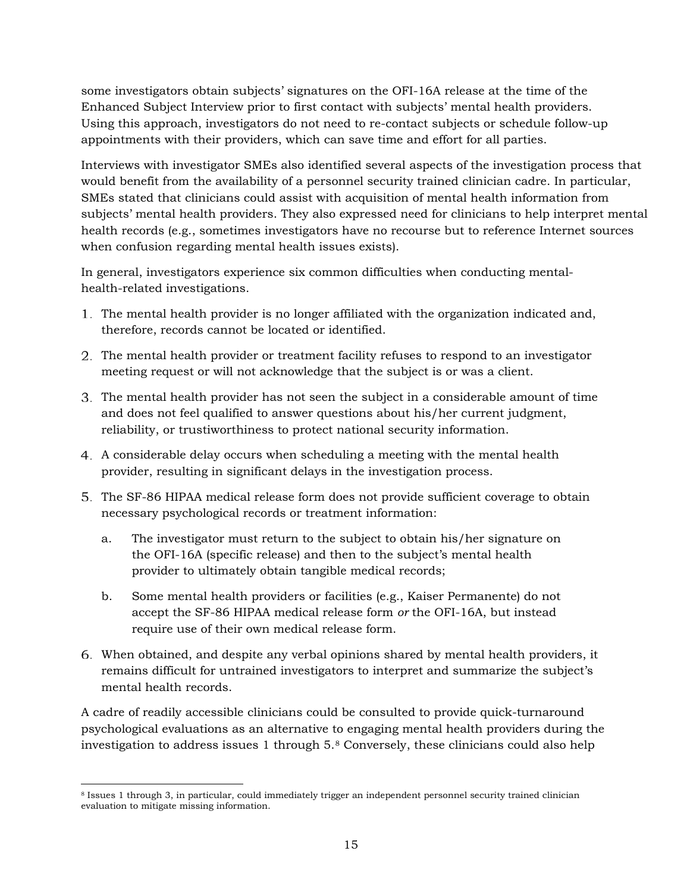some investigators obtain subjects' signatures on the OFI-16A release at the time of the Enhanced Subject Interview prior to first contact with subjects' mental health providers. Using this approach, investigators do not need to re-contact subjects or schedule follow-up appointments with their providers, which can save time and effort for all parties.

Interviews with investigator SMEs also identified several aspects of the investigation process that would benefit from the availability of a personnel security trained clinician cadre. In particular, SMEs stated that clinicians could assist with acquisition of mental health information from subjects' mental health providers. They also expressed need for clinicians to help interpret mental health records (e.g., sometimes investigators have no recourse but to reference Internet sources when confusion regarding mental health issues exists).

In general, investigators experience six common difficulties when conducting mental-health-related investigations.

1. The mental health provider is no longer affiliated with the organization indicated and, therefore, records cannot be located or identified.
2. The mental health provider or treatment facility refuses to respond to an investigator meeting request or will not acknowledge that the subject is or was a client.
3. The mental health provider has not seen the subject in a considerable amount of time and does not feel qualified to answer questions about his/her current judgment, reliability, or trustiworthiness to protect national security information.
4. A considerable delay occurs when scheduling a meeting with the mental health provider, resulting in significant delays in the investigation process.
5. The SF-86 HIPAA medical release form does not provide sufficient coverage to obtain necessary psychological records or treatment information:
   a. The investigator must return to the subject to obtain his/her signature on the OFI-16A (specific release) and then to the subject's mental health provider to ultimately obtain tangible medical records;
   b. Some mental health providers or facilities (e.g., Kaiser Permanente) do not accept the SF-86 HIPAA medical release form *or* the OFI-16A, but instead require use of their own medical release form.
6. When obtained, and despite any verbal opinions shared by mental health providers, it remains difficult for untrained investigators to interpret and summarize the subject's mental health records.

A cadre of readily accessible clinicians could be consulted to provide quick-turnaround psychological evaluations as an alternative to engaging mental health providers during the investigation to address issues 1 through 5.[8] Conversely, these clinicians could also help

[8] Issues 1 through 3, in particular, could immediately trigger an independent personnel security trained clinician evaluation to mitigate missing information.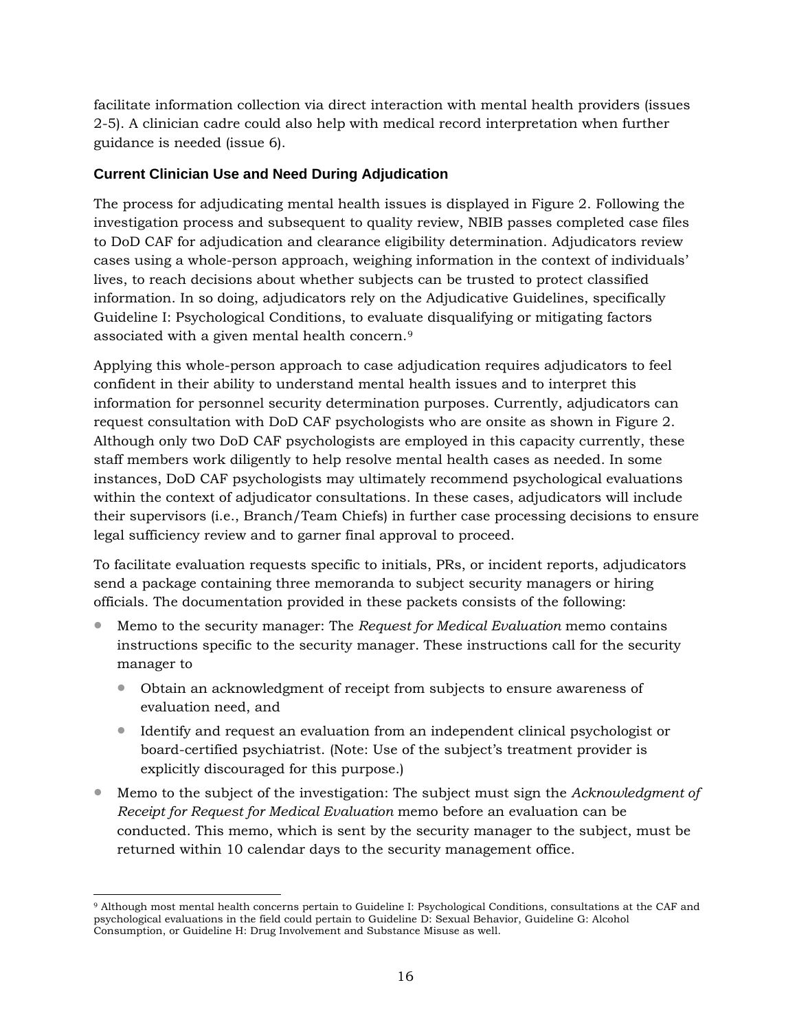facilitate information collection via direct interaction with mental health providers (issues 2-5). A clinician cadre could also help with medical record interpretation when further guidance is needed (issue 6).

### Current Clinician Use and Need During Adjudication

The process for adjudicating mental health issues is displayed in Figure 2. Following the investigation process and subsequent to quality review, NBIB passes completed case files to DoD CAF for adjudication and clearance eligibility determination. Adjudicators review cases using a whole-person approach, weighing information in the context of individuals' lives, to reach decisions about whether subjects can be trusted to protect classified information. In so doing, adjudicators rely on the Adjudicative Guidelines, specifically Guideline I: Psychological Conditions, to evaluate disqualifying or mitigating factors associated with a given mental health concern.[9]

Applying this whole-person approach to case adjudication requires adjudicators to feel confident in their ability to understand mental health issues and to interpret this information for personnel security determination purposes. Currently, adjudicators can request consultation with DoD CAF psychologists who are onsite as shown in Figure 2. Although only two DoD CAF psychologists are employed in this capacity currently, these staff members work diligently to help resolve mental health cases as needed. In some instances, DoD CAF psychologists may ultimately recommend psychological evaluations within the context of adjudicator consultations. In these cases, adjudicators will include their supervisors (i.e., Branch/Team Chiefs) in further case processing decisions to ensure legal sufficiency review and to garner final approval to proceed.

To facilitate evaluation requests specific to initials, PRs, or incident reports, adjudicators send a package containing three memoranda to subject security managers or hiring officials. The documentation provided in these packets consists of the following:

- Memo to the security manager: The *Request for Medical Evaluation* memo contains instructions specific to the security manager. These instructions call for the security manager to
  - Obtain an acknowledgment of receipt from subjects to ensure awareness of evaluation need, and
  - Identify and request an evaluation from an independent clinical psychologist or board-certified psychiatrist. (Note: Use of the subject's treatment provider is explicitly discouraged for this purpose.)
- Memo to the subject of the investigation: The subject must sign the *Acknowledgment of Receipt for Request for Medical Evaluation* memo before an evaluation can be conducted. This memo, which is sent by the security manager to the subject, must be returned within 10 calendar days to the security management office.

[9] Although most mental health concerns pertain to Guideline I: Psychological Conditions, consultations at the CAF and psychological evaluations in the field could pertain to Guideline D: Sexual Behavior, Guideline G: Alcohol Consumption, or Guideline H: Drug Involvement and Substance Misuse as well.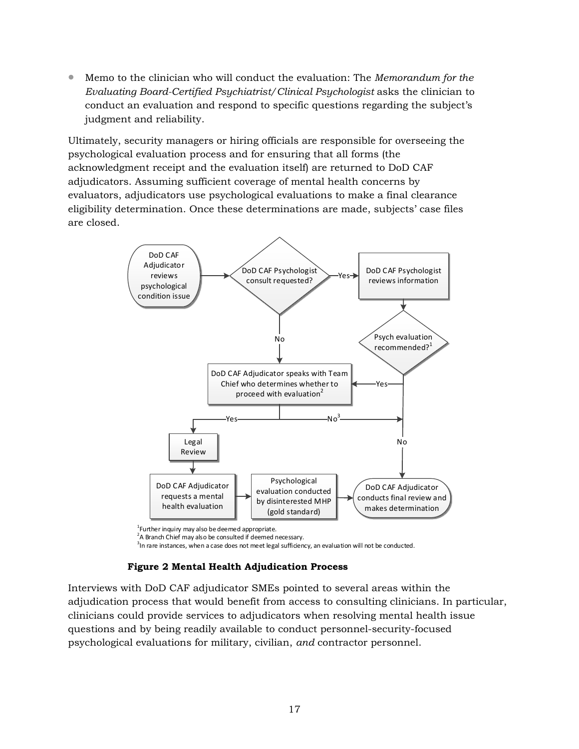- Memo to the clinician who will conduct the evaluation: The *Memorandum for the Evaluating Board-Certified Psychiatrist/Clinical Psychologist* asks the clinician to conduct an evaluation and respond to specific questions regarding the subject's judgment and reliability.

Ultimately, security managers or hiring officials are responsible for overseeing the psychological evaluation process and for ensuring that all forms (the acknowledgment receipt and the evaluation itself) are returned to DoD CAF adjudicators. Assuming sufficient coverage of mental health concerns by evaluators, adjudicators use psychological evaluations to make a final clearance eligibility determination. Once these determinations are made, subjects' case files are closed.

[1] Further inquiry may also be deemed appropriate.
[2] A Branch Chief may also be consulted if deemed necessary.
[3] In rare instances, when a case does not meet legal sufficiency, an evaluation will not be conducted.

**Figure 2 Mental Health Adjudication Process**

Interviews with DoD CAF adjudicator SMEs pointed to several areas within the adjudication process that would benefit from access to consulting clinicians. In particular, clinicians could provide services to adjudicators when resolving mental health issue questions and by being readily available to conduct personnel-security-focused psychological evaluations for military, civilian, *and* contractor personnel.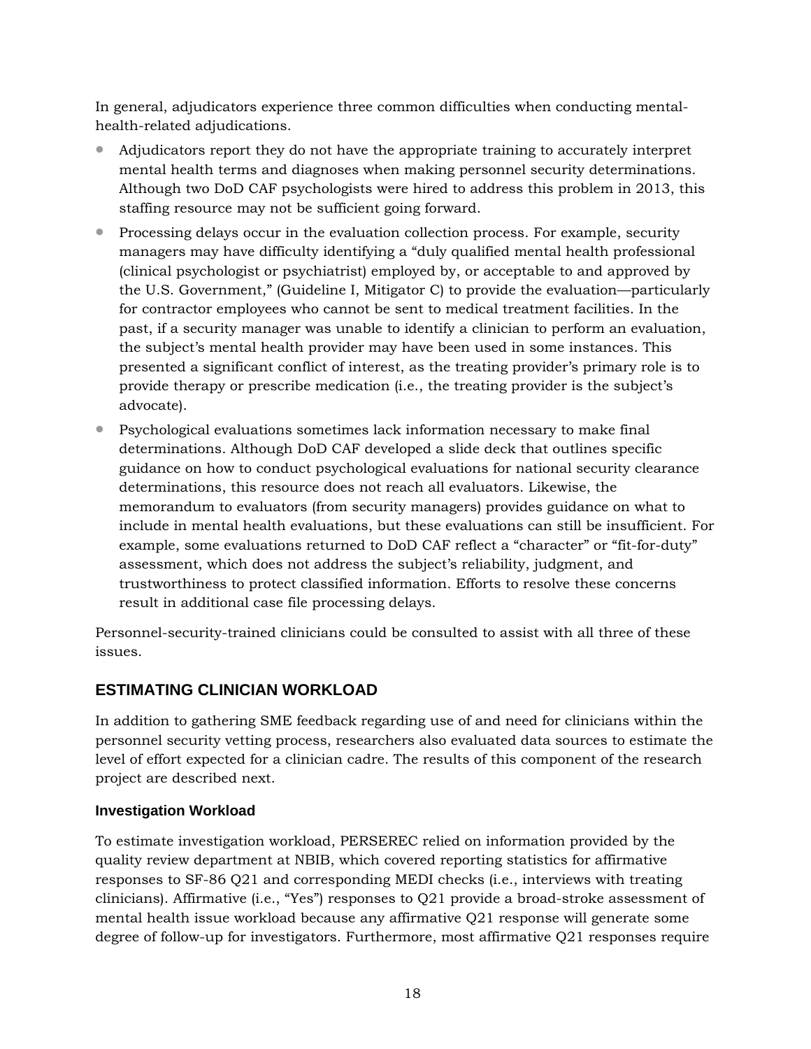In general, adjudicators experience three common difficulties when conducting mental-health-related adjudications.

- Adjudicators report they do not have the appropriate training to accurately interpret mental health terms and diagnoses when making personnel security determinations. Although two DoD CAF psychologists were hired to address this problem in 2013, this staffing resource may not be sufficient going forward.
- Processing delays occur in the evaluation collection process. For example, security managers may have difficulty identifying a "duly qualified mental health professional (clinical psychologist or psychiatrist) employed by, or acceptable to and approved by the U.S. Government," (Guideline I, Mitigator C) to provide the evaluation—particularly for contractor employees who cannot be sent to medical treatment facilities. In the past, if a security manager was unable to identify a clinician to perform an evaluation, the subject's mental health provider may have been used in some instances. This presented a significant conflict of interest, as the treating provider's primary role is to provide therapy or prescribe medication (i.e., the treating provider is the subject's advocate).
- Psychological evaluations sometimes lack information necessary to make final determinations. Although DoD CAF developed a slide deck that outlines specific guidance on how to conduct psychological evaluations for national security clearance determinations, this resource does not reach all evaluators. Likewise, the memorandum to evaluators (from security managers) provides guidance on what to include in mental health evaluations, but these evaluations can still be insufficient. For example, some evaluations returned to DoD CAF reflect a "character" or "fit-for-duty" assessment, which does not address the subject's reliability, judgment, and trustworthiness to protect classified information. Efforts to resolve these concerns result in additional case file processing delays.

Personnel-security-trained clinicians could be consulted to assist with all three of these issues.

## ESTIMATING CLINICIAN WORKLOAD

In addition to gathering SME feedback regarding use of and need for clinicians within the personnel security vetting process, researchers also evaluated data sources to estimate the level of effort expected for a clinician cadre. The results of this component of the research project are described next.

### Investigation Workload

To estimate investigation workload, PERSEREC relied on information provided by the quality review department at NBIB, which covered reporting statistics for affirmative responses to SF-86 Q21 and corresponding MEDI checks (i.e., interviews with treating clinicians). Affirmative (i.e., "Yes") responses to Q21 provide a broad-stroke assessment of mental health issue workload because any affirmative Q21 response will generate some degree of follow-up for investigators. Furthermore, most affirmative Q21 responses require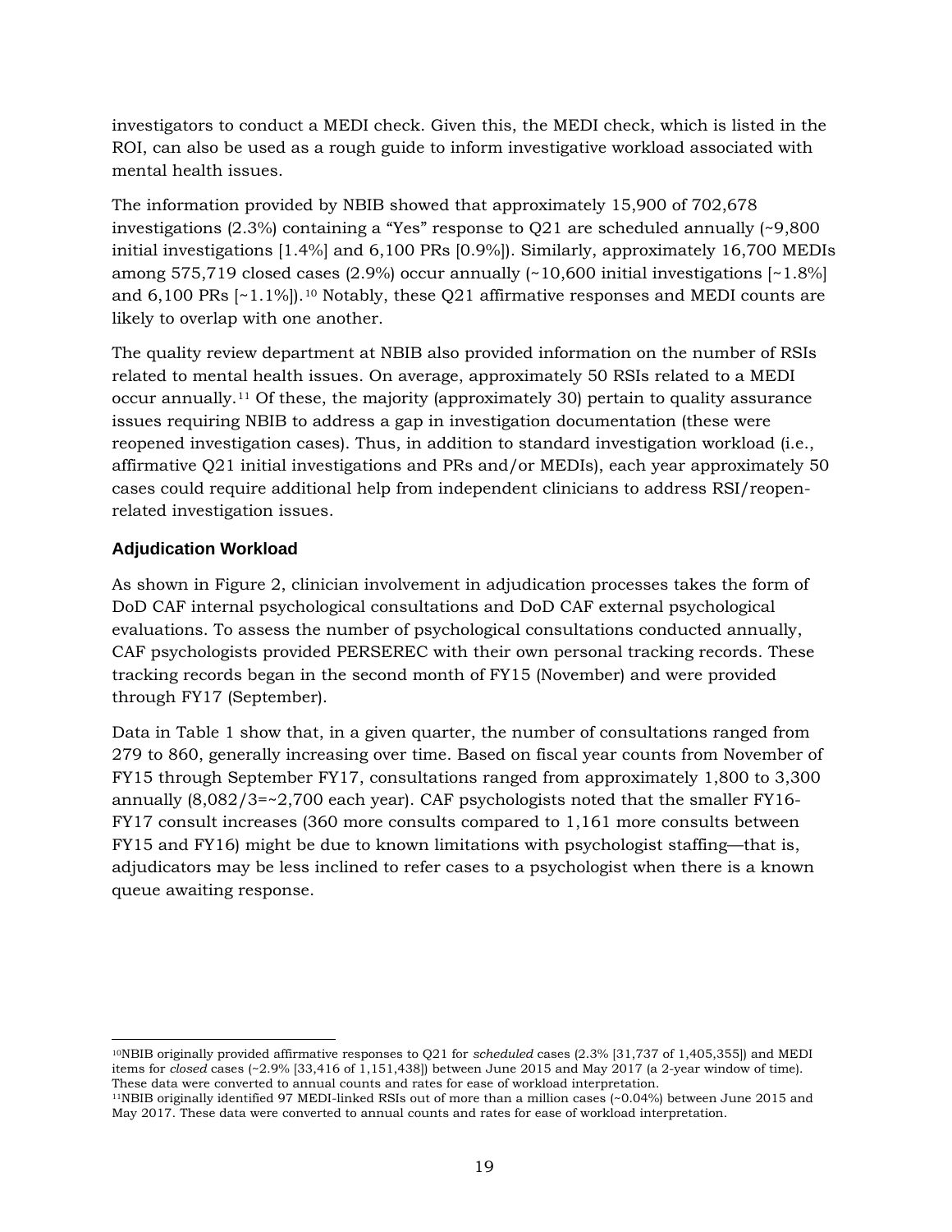investigators to conduct a MEDI check. Given this, the MEDI check, which is listed in the ROI, can also be used as a rough guide to inform investigative workload associated with mental health issues.

The information provided by NBIB showed that approximately 15,900 of 702,678 investigations (2.3%) containing a "Yes" response to Q21 are scheduled annually (~9,800 initial investigations [1.4%] and 6,100 PRs [0.9%]). Similarly, approximately 16,700 MEDIs among 575,719 closed cases (2.9%) occur annually (~10,600 initial investigations [~1.8%] and 6,100 PRs [~1.1%]).[10] Notably, these Q21 affirmative responses and MEDI counts are likely to overlap with one another.

The quality review department at NBIB also provided information on the number of RSIs related to mental health issues. On average, approximately 50 RSIs related to a MEDI occur annually.[11] Of these, the majority (approximately 30) pertain to quality assurance issues requiring NBIB to address a gap in investigation documentation (these were reopened investigation cases). Thus, in addition to standard investigation workload (i.e., affirmative Q21 initial investigations and PRs and/or MEDIs), each year approximately 50 cases could require additional help from independent clinicians to address RSI/reopen-related investigation issues.

### Adjudication Workload

As shown in Figure 2, clinician involvement in adjudication processes takes the form of DoD CAF internal psychological consultations and DoD CAF external psychological evaluations. To assess the number of psychological consultations conducted annually, CAF psychologists provided PERSEREC with their own personal tracking records. These tracking records began in the second month of FY15 (November) and were provided through FY17 (September).

Data in Table 1 show that, in a given quarter, the number of consultations ranged from 279 to 860, generally increasing over time. Based on fiscal year counts from November of FY15 through September FY17, consultations ranged from approximately 1,800 to 3,300 annually (8,082/3=~2,700 each year). CAF psychologists noted that the smaller FY16-FY17 consult increases (360 more consults compared to 1,161 more consults between FY15 and FY16) might be due to known limitations with psychologist staffing—that is, adjudicators may be less inclined to refer cases to a psychologist when there is a known queue awaiting response.

---

[10]NBIB originally provided affirmative responses to Q21 for *scheduled* cases (2.3% [31,737 of 1,405,355]) and MEDI items for *closed* cases (~2.9% [33,416 of 1,151,438]) between June 2015 and May 2017 (a 2-year window of time). These data were converted to annual counts and rates for ease of workload interpretation.

[11]NBIB originally identified 97 MEDI-linked RSIs out of more than a million cases (~0.04%) between June 2015 and May 2017. These data were converted to annual counts and rates for ease of workload interpretation.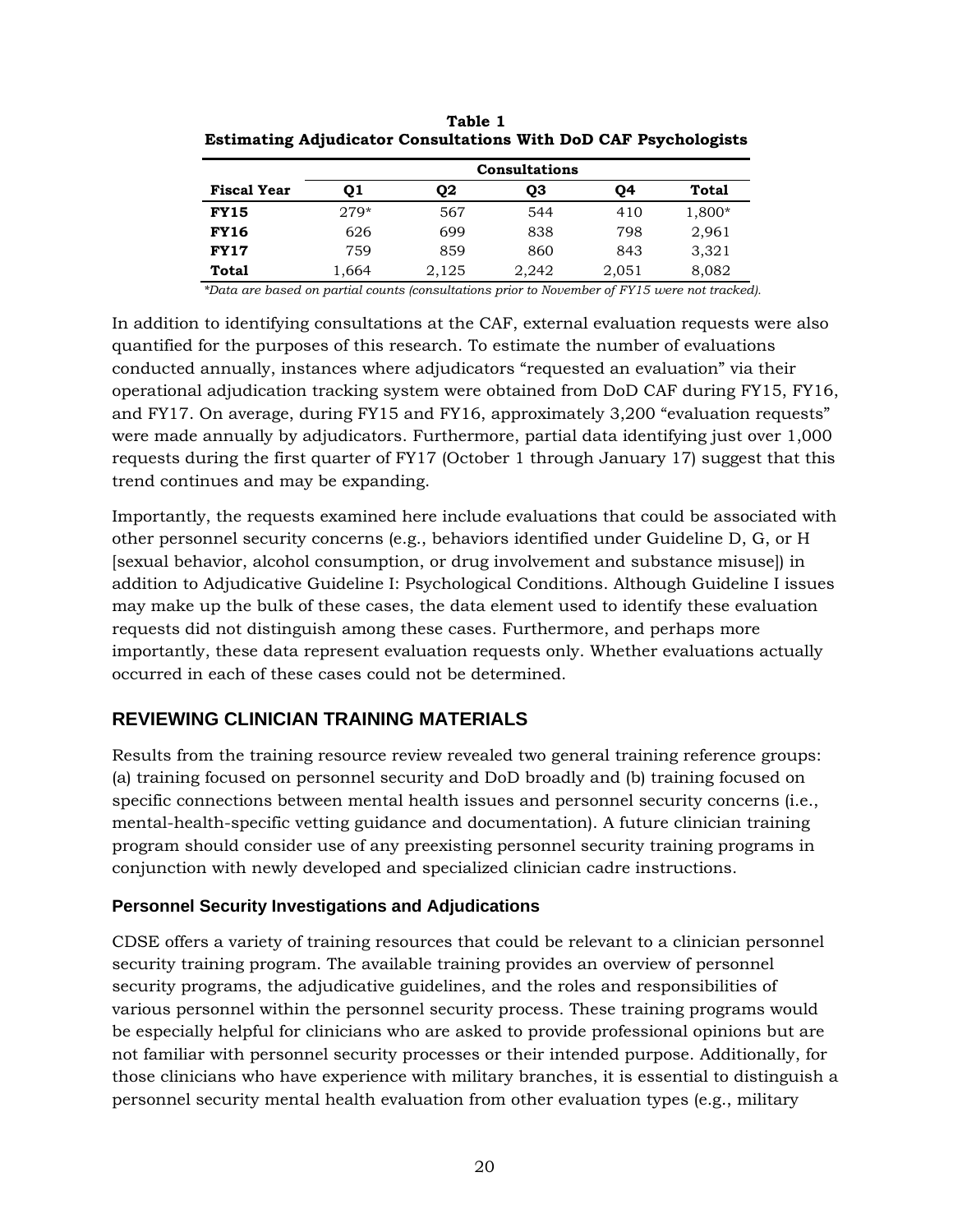**Table 1**
**Estimating Adjudicator Consultations With DoD CAF Psychologists**

| | Consultations | | | | |
|---|---|---|---|---|---|
| **Fiscal Year** | **Q1** | **Q2** | **Q3** | **Q4** | **Total** |
| **FY15** | 279* | 567 | 544 | 410 | 1,800* |
| **FY16** | 626 | 699 | 838 | 798 | 2,961 |
| **FY17** | 759 | 859 | 860 | 843 | 3,321 |
| **Total** | 1,664 | 2,125 | 2,242 | 2,051 | 8,082 |

*\*Data are based on partial counts (consultations prior to November of FY15 were not tracked).*

In addition to identifying consultations at the CAF, external evaluation requests were also quantified for the purposes of this research. To estimate the number of evaluations conducted annually, instances where adjudicators "requested an evaluation" via their operational adjudication tracking system were obtained from DoD CAF during FY15, FY16, and FY17. On average, during FY15 and FY16, approximately 3,200 "evaluation requests" were made annually by adjudicators. Furthermore, partial data identifying just over 1,000 requests during the first quarter of FY17 (October 1 through January 17) suggest that this trend continues and may be expanding.

Importantly, the requests examined here include evaluations that could be associated with other personnel security concerns (e.g., behaviors identified under Guideline D, G, or H [sexual behavior, alcohol consumption, or drug involvement and substance misuse]) in addition to Adjudicative Guideline I: Psychological Conditions. Although Guideline I issues may make up the bulk of these cases, the data element used to identify these evaluation requests did not distinguish among these cases. Furthermore, and perhaps more importantly, these data represent evaluation requests only. Whether evaluations actually occurred in each of these cases could not be determined.

## REVIEWING CLINICIAN TRAINING MATERIALS

Results from the training resource review revealed two general training reference groups: (a) training focused on personnel security and DoD broadly and (b) training focused on specific connections between mental health issues and personnel security concerns (i.e., mental-health-specific vetting guidance and documentation). A future clinician training program should consider use of any preexisting personnel security training programs in conjunction with newly developed and specialized clinician cadre instructions.

### Personnel Security Investigations and Adjudications

CDSE offers a variety of training resources that could be relevant to a clinician personnel security training program. The available training provides an overview of personnel security programs, the adjudicative guidelines, and the roles and responsibilities of various personnel within the personnel security process. These training programs would be especially helpful for clinicians who are asked to provide professional opinions but are not familiar with personnel security processes or their intended purpose. Additionally, for those clinicians who have experience with military branches, it is essential to distinguish a personnel security mental health evaluation from other evaluation types (e.g., military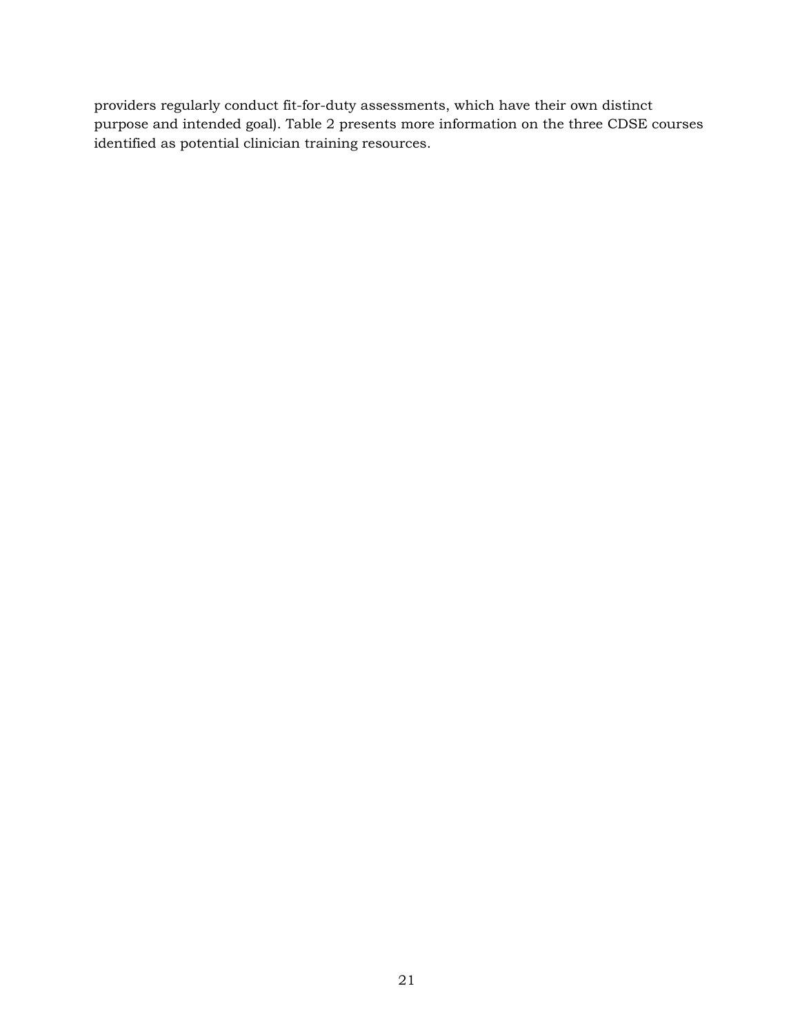providers regularly conduct fit-for-duty assessments, which have their own distinct purpose and intended goal). Table 2 presents more information on the three CDSE courses identified as potential clinician training resources.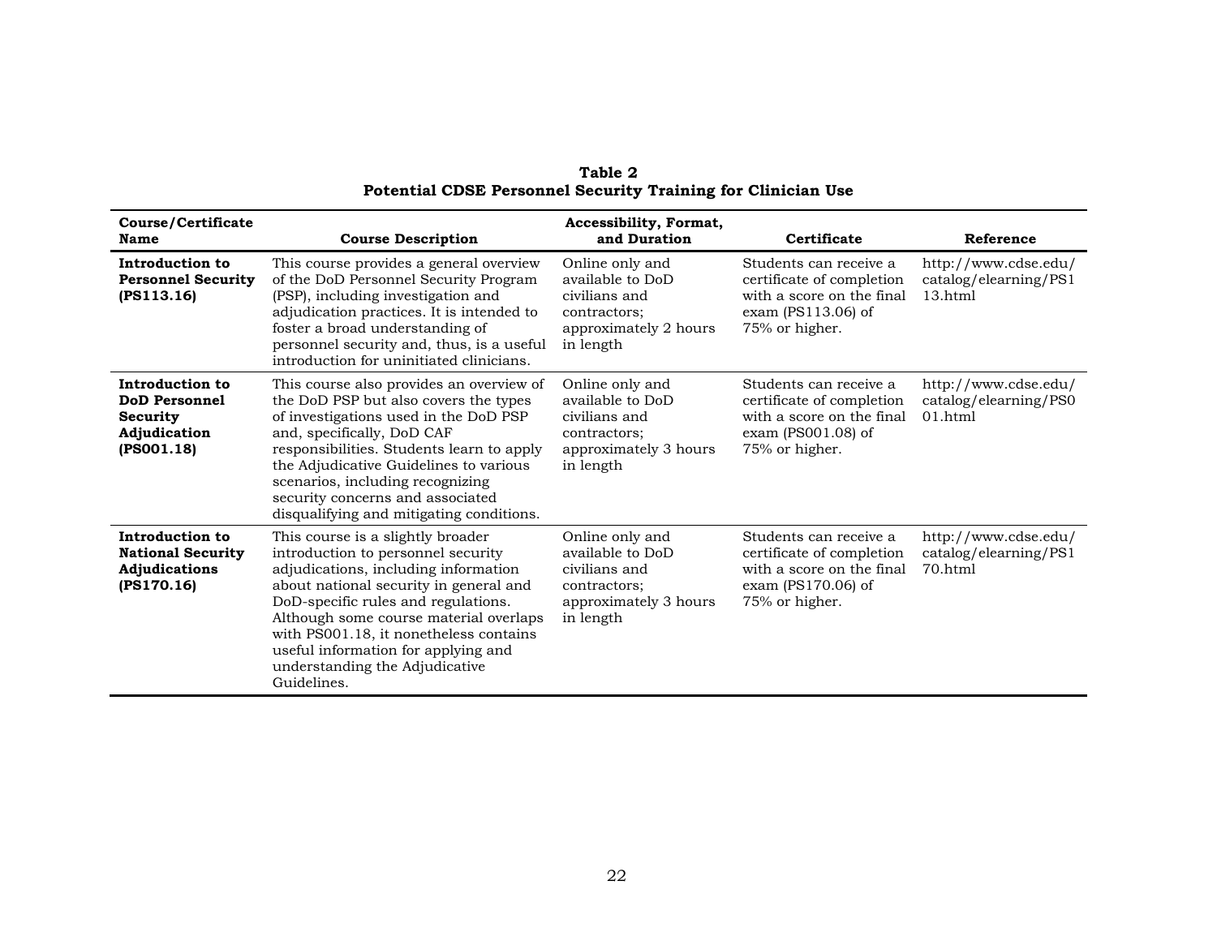**Table 2**
**Potential CDSE Personnel Security Training for Clinician Use**

| Course/Certificate Name | Course Description | Accessibility, Format, and Duration | Certificate | Reference |
|---|---|---|---|---|
| **Introduction to Personnel Security (PS113.16)** | This course provides a general overview of the DoD Personnel Security Program (PSP), including investigation and adjudication practices. It is intended to foster a broad understanding of personnel security and, thus, is a useful introduction for uninitiated clinicians. | Online only and available to DoD civilians and contractors; approximately 2 hours in length | Students can receive a certificate of completion with a score on the final exam (PS113.06) of 75% or higher. | http://www.cdse.edu/catalog/elearning/PS113.html |
| **Introduction to DoD Personnel Security Adjudication (PS001.18)** | This course also provides an overview of the DoD PSP but also covers the types of investigations used in the DoD PSP and, specifically, DoD CAF responsibilities. Students learn to apply the Adjudicative Guidelines to various scenarios, including recognizing security concerns and associated disqualifying and mitigating conditions. | Online only and available to DoD civilians and contractors; approximately 3 hours in length | Students can receive a certificate of completion with a score on the final exam (PS001.08) of 75% or higher. | http://www.cdse.edu/catalog/elearning/PS001.html |
| **Introduction to National Security Adjudications (PS170.16)** | This course is a slightly broader introduction to personnel security adjudications, including information about national security in general and DoD-specific rules and regulations. Although some course material overlaps with PS001.18, it nonetheless contains useful information for applying and understanding the Adjudicative Guidelines. | Online only and available to DoD civilians and contractors; approximately 3 hours in length | Students can receive a certificate of completion with a score on the final exam (PS170.06) of 75% or higher. | http://www.cdse.edu/catalog/elearning/PS170.html |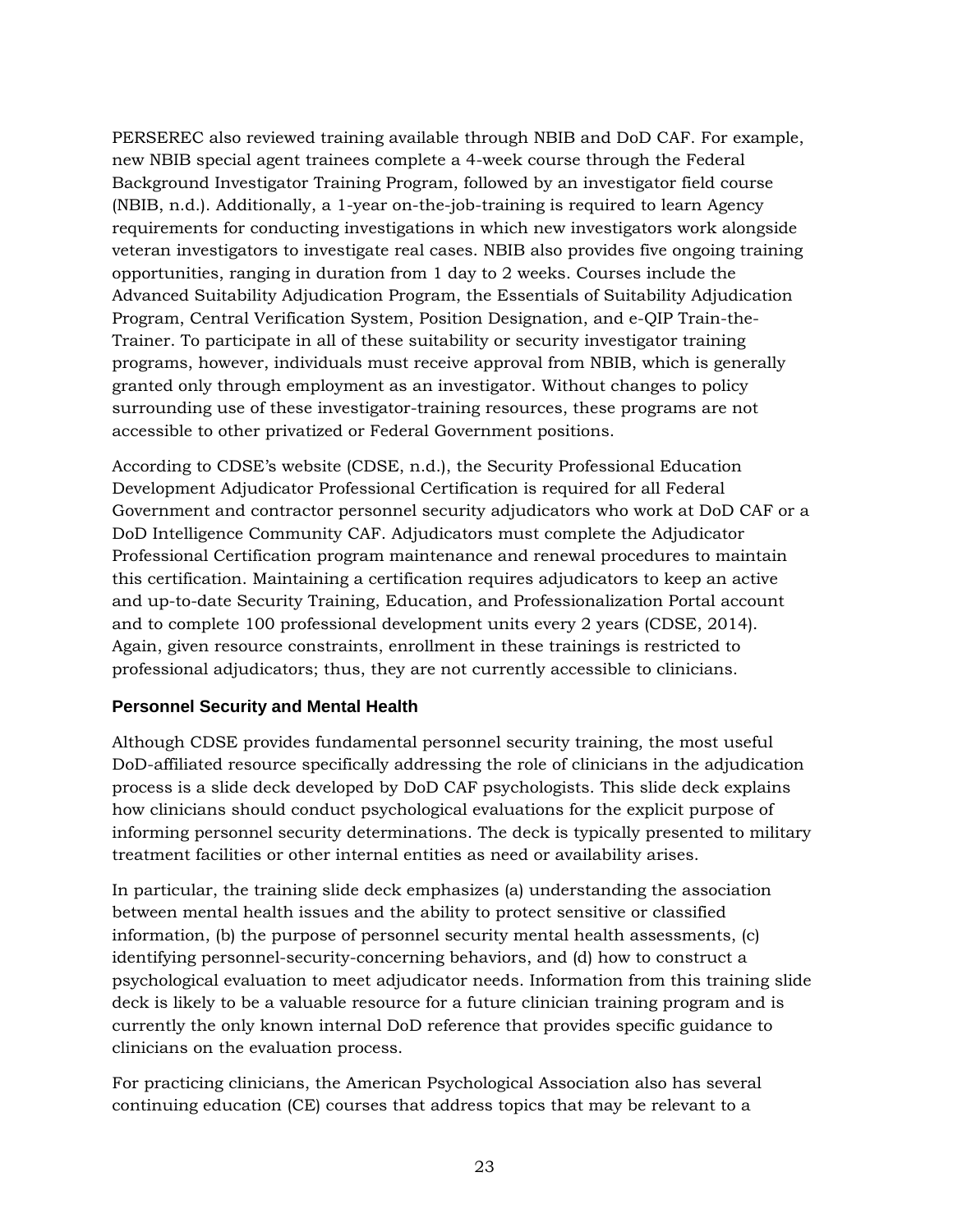PERSEREC also reviewed training available through NBIB and DoD CAF. For example, new NBIB special agent trainees complete a 4-week course through the Federal Background Investigator Training Program, followed by an investigator field course (NBIB, n.d.). Additionally, a 1-year on-the-job-training is required to learn Agency requirements for conducting investigations in which new investigators work alongside veteran investigators to investigate real cases. NBIB also provides five ongoing training opportunities, ranging in duration from 1 day to 2 weeks. Courses include the Advanced Suitability Adjudication Program, the Essentials of Suitability Adjudication Program, Central Verification System, Position Designation, and e-QIP Train-the-Trainer. To participate in all of these suitability or security investigator training programs, however, individuals must receive approval from NBIB, which is generally granted only through employment as an investigator. Without changes to policy surrounding use of these investigator-training resources, these programs are not accessible to other privatized or Federal Government positions.

According to CDSE's website (CDSE, n.d.), the Security Professional Education Development Adjudicator Professional Certification is required for all Federal Government and contractor personnel security adjudicators who work at DoD CAF or a DoD Intelligence Community CAF. Adjudicators must complete the Adjudicator Professional Certification program maintenance and renewal procedures to maintain this certification. Maintaining a certification requires adjudicators to keep an active and up-to-date Security Training, Education, and Professionalization Portal account and to complete 100 professional development units every 2 years (CDSE, 2014). Again, given resource constraints, enrollment in these trainings is restricted to professional adjudicators; thus, they are not currently accessible to clinicians.

### Personnel Security and Mental Health

Although CDSE provides fundamental personnel security training, the most useful DoD-affiliated resource specifically addressing the role of clinicians in the adjudication process is a slide deck developed by DoD CAF psychologists. This slide deck explains how clinicians should conduct psychological evaluations for the explicit purpose of informing personnel security determinations. The deck is typically presented to military treatment facilities or other internal entities as need or availability arises.

In particular, the training slide deck emphasizes (a) understanding the association between mental health issues and the ability to protect sensitive or classified information, (b) the purpose of personnel security mental health assessments, (c) identifying personnel-security-concerning behaviors, and (d) how to construct a psychological evaluation to meet adjudicator needs. Information from this training slide deck is likely to be a valuable resource for a future clinician training program and is currently the only known internal DoD reference that provides specific guidance to clinicians on the evaluation process.

For practicing clinicians, the American Psychological Association also has several continuing education (CE) courses that address topics that may be relevant to a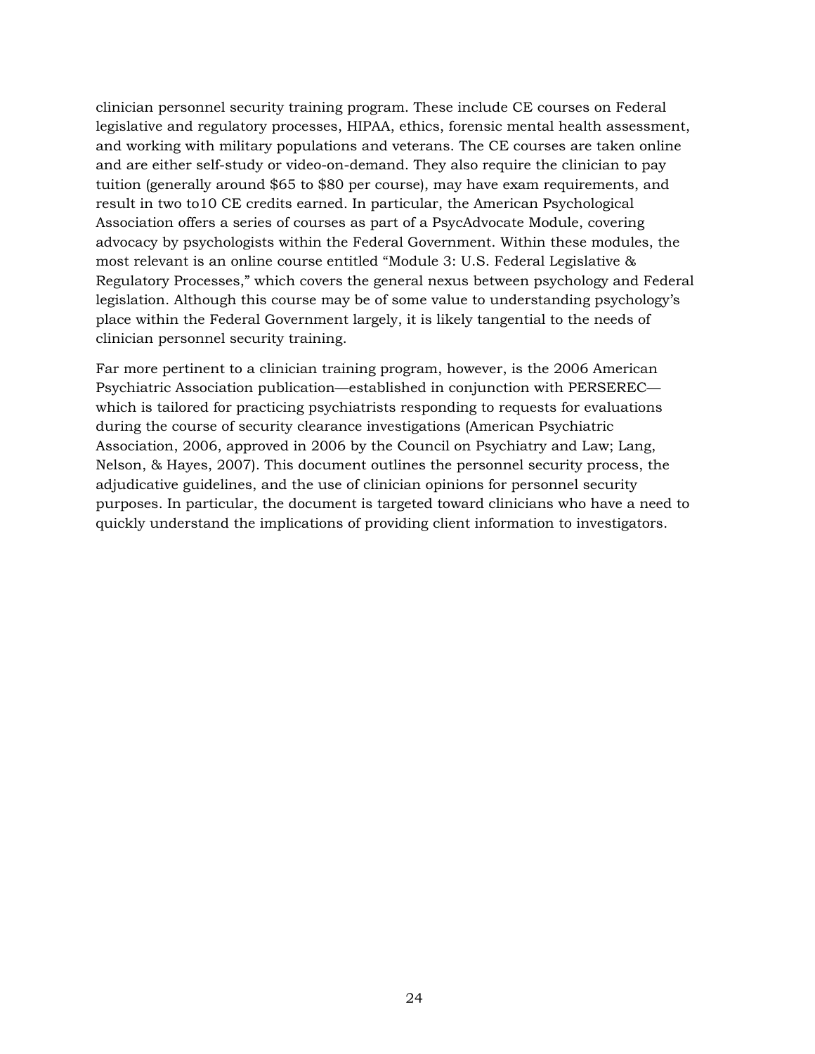clinician personnel security training program. These include CE courses on Federal legislative and regulatory processes, HIPAA, ethics, forensic mental health assessment, and working with military populations and veterans. The CE courses are taken online and are either self-study or video-on-demand. They also require the clinician to pay tuition (generally around $65 to $80 per course), may have exam requirements, and result in two to10 CE credits earned. In particular, the American Psychological Association offers a series of courses as part of a PsycAdvocate Module, covering advocacy by psychologists within the Federal Government. Within these modules, the most relevant is an online course entitled "Module 3: U.S. Federal Legislative & Regulatory Processes," which covers the general nexus between psychology and Federal legislation. Although this course may be of some value to understanding psychology's place within the Federal Government largely, it is likely tangential to the needs of clinician personnel security training.

Far more pertinent to a clinician training program, however, is the 2006 American Psychiatric Association publication—established in conjunction with PERSEREC—which is tailored for practicing psychiatrists responding to requests for evaluations during the course of security clearance investigations (American Psychiatric Association, 2006, approved in 2006 by the Council on Psychiatry and Law; Lang, Nelson, & Hayes, 2007). This document outlines the personnel security process, the adjudicative guidelines, and the use of clinician opinions for personnel security purposes. In particular, the document is targeted toward clinicians who have a need to quickly understand the implications of providing client information to investigators.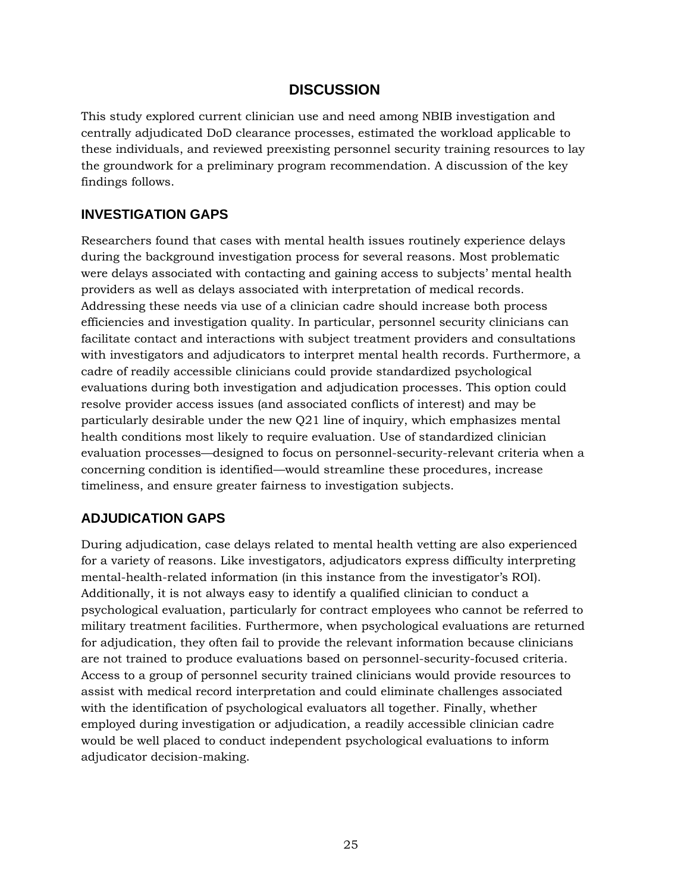# DISCUSSION

This study explored current clinician use and need among NBIB investigation and centrally adjudicated DoD clearance processes, estimated the workload applicable to these individuals, and reviewed preexisting personnel security training resources to lay the groundwork for a preliminary program recommendation. A discussion of the key findings follows.

## INVESTIGATION GAPS

Researchers found that cases with mental health issues routinely experience delays during the background investigation process for several reasons. Most problematic were delays associated with contacting and gaining access to subjects' mental health providers as well as delays associated with interpretation of medical records. Addressing these needs via use of a clinician cadre should increase both process efficiencies and investigation quality. In particular, personnel security clinicians can facilitate contact and interactions with subject treatment providers and consultations with investigators and adjudicators to interpret mental health records. Furthermore, a cadre of readily accessible clinicians could provide standardized psychological evaluations during both investigation and adjudication processes. This option could resolve provider access issues (and associated conflicts of interest) and may be particularly desirable under the new Q21 line of inquiry, which emphasizes mental health conditions most likely to require evaluation. Use of standardized clinician evaluation processes—designed to focus on personnel-security-relevant criteria when a concerning condition is identified—would streamline these procedures, increase timeliness, and ensure greater fairness to investigation subjects.

## ADJUDICATION GAPS

During adjudication, case delays related to mental health vetting are also experienced for a variety of reasons. Like investigators, adjudicators express difficulty interpreting mental-health-related information (in this instance from the investigator's ROI). Additionally, it is not always easy to identify a qualified clinician to conduct a psychological evaluation, particularly for contract employees who cannot be referred to military treatment facilities. Furthermore, when psychological evaluations are returned for adjudication, they often fail to provide the relevant information because clinicians are not trained to produce evaluations based on personnel-security-focused criteria. Access to a group of personnel security trained clinicians would provide resources to assist with medical record interpretation and could eliminate challenges associated with the identification of psychological evaluators all together. Finally, whether employed during investigation or adjudication, a readily accessible clinician cadre would be well placed to conduct independent psychological evaluations to inform adjudicator decision-making.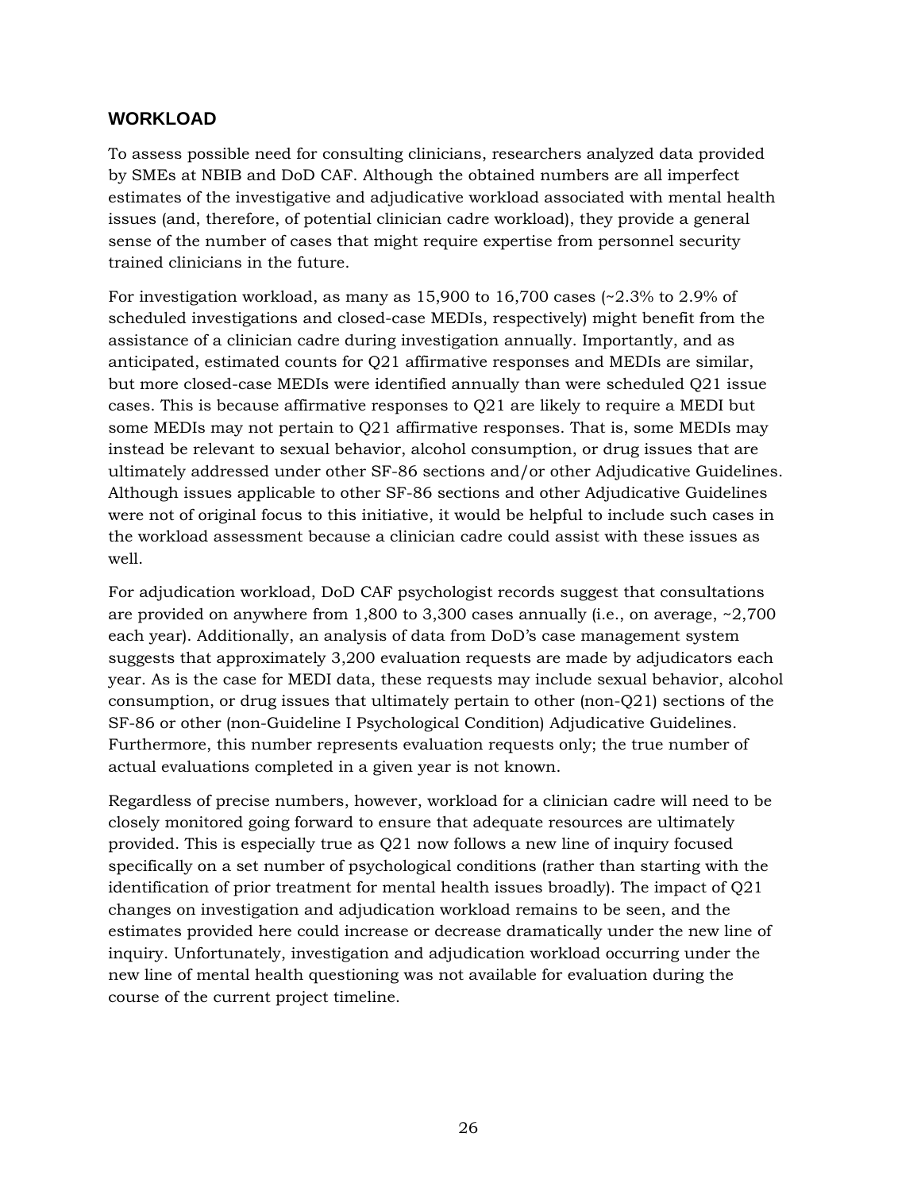## WORKLOAD

To assess possible need for consulting clinicians, researchers analyzed data provided by SMEs at NBIB and DoD CAF. Although the obtained numbers are all imperfect estimates of the investigative and adjudicative workload associated with mental health issues (and, therefore, of potential clinician cadre workload), they provide a general sense of the number of cases that might require expertise from personnel security trained clinicians in the future.

For investigation workload, as many as 15,900 to 16,700 cases (~2.3% to 2.9% of scheduled investigations and closed-case MEDIs, respectively) might benefit from the assistance of a clinician cadre during investigation annually. Importantly, and as anticipated, estimated counts for Q21 affirmative responses and MEDIs are similar, but more closed-case MEDIs were identified annually than were scheduled Q21 issue cases. This is because affirmative responses to Q21 are likely to require a MEDI but some MEDIs may not pertain to Q21 affirmative responses. That is, some MEDIs may instead be relevant to sexual behavior, alcohol consumption, or drug issues that are ultimately addressed under other SF-86 sections and/or other Adjudicative Guidelines. Although issues applicable to other SF-86 sections and other Adjudicative Guidelines were not of original focus to this initiative, it would be helpful to include such cases in the workload assessment because a clinician cadre could assist with these issues as well.

For adjudication workload, DoD CAF psychologist records suggest that consultations are provided on anywhere from 1,800 to 3,300 cases annually (i.e., on average, ~2,700 each year). Additionally, an analysis of data from DoD's case management system suggests that approximately 3,200 evaluation requests are made by adjudicators each year. As is the case for MEDI data, these requests may include sexual behavior, alcohol consumption, or drug issues that ultimately pertain to other (non-Q21) sections of the SF-86 or other (non-Guideline I Psychological Condition) Adjudicative Guidelines. Furthermore, this number represents evaluation requests only; the true number of actual evaluations completed in a given year is not known.

Regardless of precise numbers, however, workload for a clinician cadre will need to be closely monitored going forward to ensure that adequate resources are ultimately provided. This is especially true as Q21 now follows a new line of inquiry focused specifically on a set number of psychological conditions (rather than starting with the identification of prior treatment for mental health issues broadly). The impact of Q21 changes on investigation and adjudication workload remains to be seen, and the estimates provided here could increase or decrease dramatically under the new line of inquiry. Unfortunately, investigation and adjudication workload occurring under the new line of mental health questioning was not available for evaluation during the course of the current project timeline.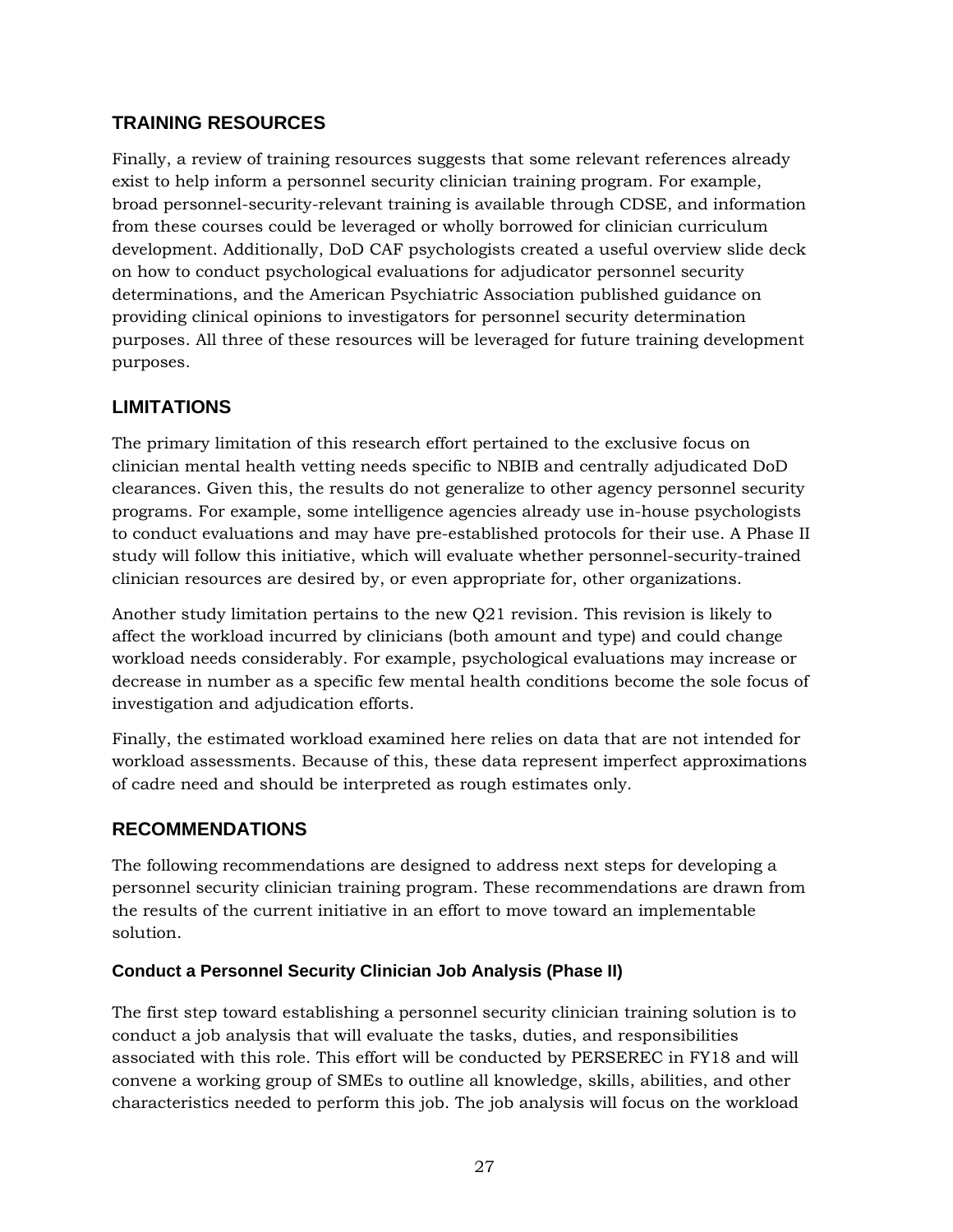## TRAINING RESOURCES

Finally, a review of training resources suggests that some relevant references already exist to help inform a personnel security clinician training program. For example, broad personnel-security-relevant training is available through CDSE, and information from these courses could be leveraged or wholly borrowed for clinician curriculum development. Additionally, DoD CAF psychologists created a useful overview slide deck on how to conduct psychological evaluations for adjudicator personnel security determinations, and the American Psychiatric Association published guidance on providing clinical opinions to investigators for personnel security determination purposes. All three of these resources will be leveraged for future training development purposes.

## LIMITATIONS

The primary limitation of this research effort pertained to the exclusive focus on clinician mental health vetting needs specific to NBIB and centrally adjudicated DoD clearances. Given this, the results do not generalize to other agency personnel security programs. For example, some intelligence agencies already use in-house psychologists to conduct evaluations and may have pre-established protocols for their use. A Phase II study will follow this initiative, which will evaluate whether personnel-security-trained clinician resources are desired by, or even appropriate for, other organizations.

Another study limitation pertains to the new Q21 revision. This revision is likely to affect the workload incurred by clinicians (both amount and type) and could change workload needs considerably. For example, psychological evaluations may increase or decrease in number as a specific few mental health conditions become the sole focus of investigation and adjudication efforts.

Finally, the estimated workload examined here relies on data that are not intended for workload assessments. Because of this, these data represent imperfect approximations of cadre need and should be interpreted as rough estimates only.

## RECOMMENDATIONS

The following recommendations are designed to address next steps for developing a personnel security clinician training program. These recommendations are drawn from the results of the current initiative in an effort to move toward an implementable solution.

### Conduct a Personnel Security Clinician Job Analysis (Phase II)

The first step toward establishing a personnel security clinician training solution is to conduct a job analysis that will evaluate the tasks, duties, and responsibilities associated with this role. This effort will be conducted by PERSEREC in FY18 and will convene a working group of SMEs to outline all knowledge, skills, abilities, and other characteristics needed to perform this job. The job analysis will focus on the workload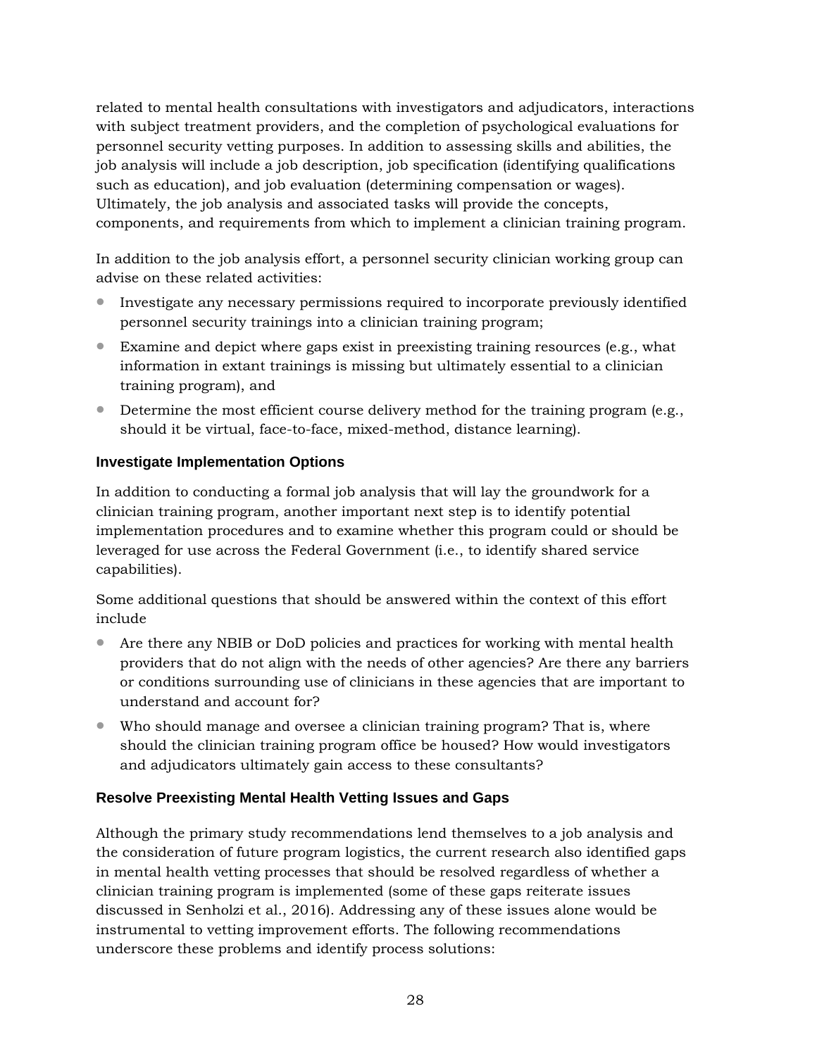related to mental health consultations with investigators and adjudicators, interactions with subject treatment providers, and the completion of psychological evaluations for personnel security vetting purposes. In addition to assessing skills and abilities, the job analysis will include a job description, job specification (identifying qualifications such as education), and job evaluation (determining compensation or wages). Ultimately, the job analysis and associated tasks will provide the concepts, components, and requirements from which to implement a clinician training program.

In addition to the job analysis effort, a personnel security clinician working group can advise on these related activities:

- Investigate any necessary permissions required to incorporate previously identified personnel security trainings into a clinician training program;
- Examine and depict where gaps exist in preexisting training resources (e.g., what information in extant trainings is missing but ultimately essential to a clinician training program), and
- Determine the most efficient course delivery method for the training program (e.g., should it be virtual, face-to-face, mixed-method, distance learning).

### Investigate Implementation Options

In addition to conducting a formal job analysis that will lay the groundwork for a clinician training program, another important next step is to identify potential implementation procedures and to examine whether this program could or should be leveraged for use across the Federal Government (i.e., to identify shared service capabilities).

Some additional questions that should be answered within the context of this effort include

- Are there any NBIB or DoD policies and practices for working with mental health providers that do not align with the needs of other agencies? Are there any barriers or conditions surrounding use of clinicians in these agencies that are important to understand and account for?
- Who should manage and oversee a clinician training program? That is, where should the clinician training program office be housed? How would investigators and adjudicators ultimately gain access to these consultants?

### Resolve Preexisting Mental Health Vetting Issues and Gaps

Although the primary study recommendations lend themselves to a job analysis and the consideration of future program logistics, the current research also identified gaps in mental health vetting processes that should be resolved regardless of whether a clinician training program is implemented (some of these gaps reiterate issues discussed in Senholzi et al., 2016). Addressing any of these issues alone would be instrumental to vetting improvement efforts. The following recommendations underscore these problems and identify process solutions: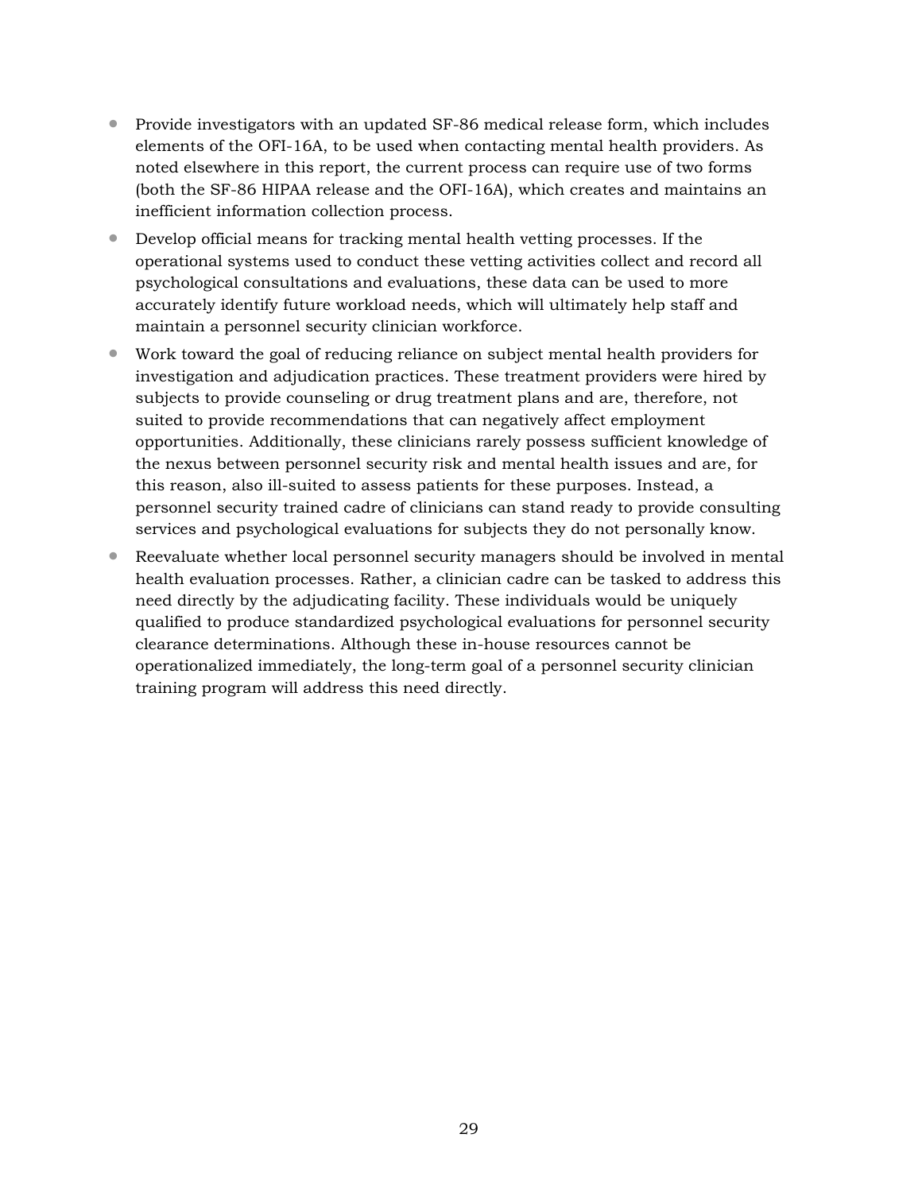- Provide investigators with an updated SF-86 medical release form, which includes elements of the OFI-16A, to be used when contacting mental health providers. As noted elsewhere in this report, the current process can require use of two forms (both the SF-86 HIPAA release and the OFI-16A), which creates and maintains an inefficient information collection process.
- Develop official means for tracking mental health vetting processes. If the operational systems used to conduct these vetting activities collect and record all psychological consultations and evaluations, these data can be used to more accurately identify future workload needs, which will ultimately help staff and maintain a personnel security clinician workforce.
- Work toward the goal of reducing reliance on subject mental health providers for investigation and adjudication practices. These treatment providers were hired by subjects to provide counseling or drug treatment plans and are, therefore, not suited to provide recommendations that can negatively affect employment opportunities. Additionally, these clinicians rarely possess sufficient knowledge of the nexus between personnel security risk and mental health issues and are, for this reason, also ill-suited to assess patients for these purposes. Instead, a personnel security trained cadre of clinicians can stand ready to provide consulting services and psychological evaluations for subjects they do not personally know.
- Reevaluate whether local personnel security managers should be involved in mental health evaluation processes. Rather, a clinician cadre can be tasked to address this need directly by the adjudicating facility. These individuals would be uniquely qualified to produce standardized psychological evaluations for personnel security clearance determinations. Although these in-house resources cannot be operationalized immediately, the long-term goal of a personnel security clinician training program will address this need directly.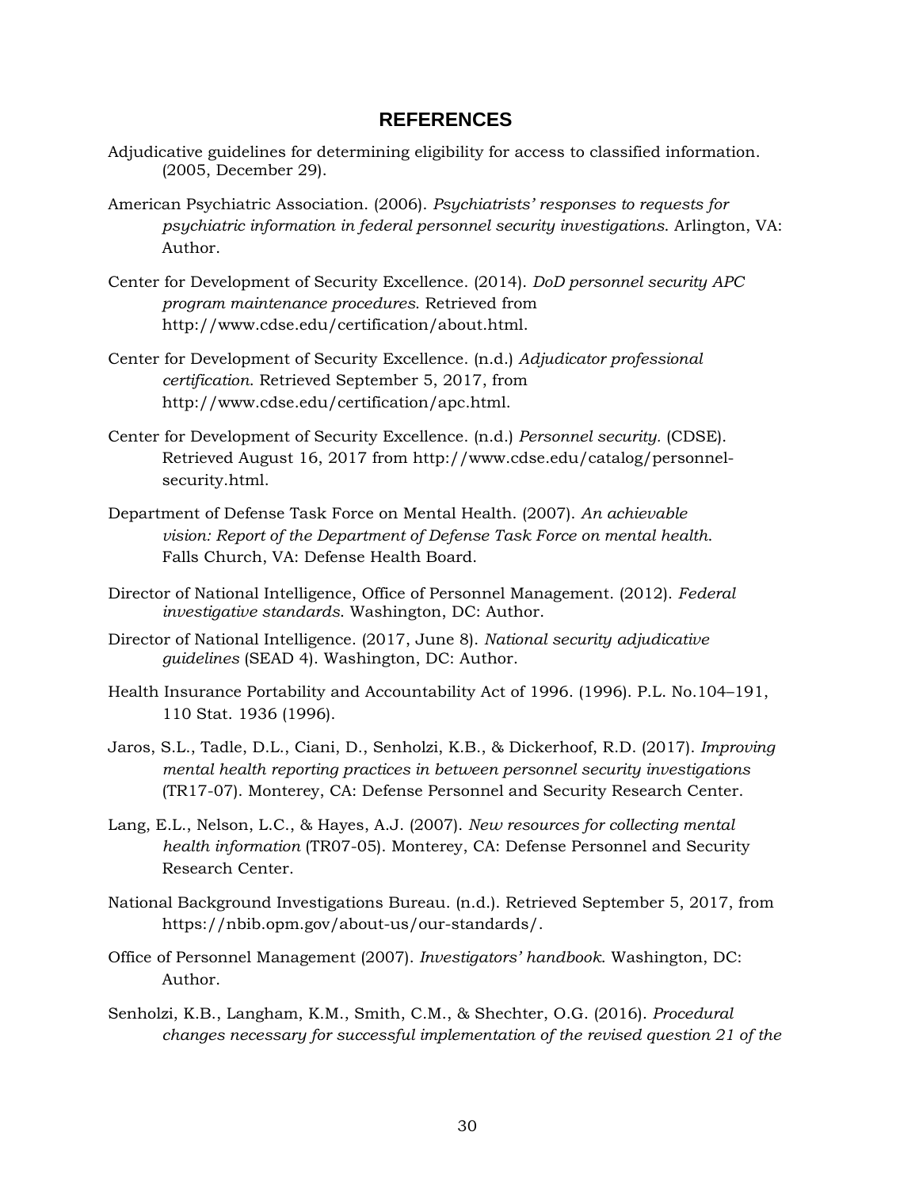# REFERENCES

Adjudicative guidelines for determining eligibility for access to classified information. (2005, December 29).

American Psychiatric Association. (2006). *Psychiatrists' responses to requests for psychiatric information in federal personnel security investigations*. Arlington, VA: Author.

Center for Development of Security Excellence. (2014). *DoD personnel security APC program maintenance procedures*. Retrieved from http://www.cdse.edu/certification/about.html.

Center for Development of Security Excellence. (n.d.) *Adjudicator professional certification*. Retrieved September 5, 2017, from http://www.cdse.edu/certification/apc.html.

Center for Development of Security Excellence. (n.d.) *Personnel security.* (CDSE). Retrieved August 16, 2017 from http://www.cdse.edu/catalog/personnel-security.html.

Department of Defense Task Force on Mental Health. (2007). *An achievable vision: Report of the Department of Defense Task Force on mental health.* Falls Church, VA: Defense Health Board.

Director of National Intelligence, Office of Personnel Management. (2012). *Federal investigative standards*. Washington, DC: Author.

Director of National Intelligence. (2017, June 8). *National security adjudicative guidelines* (SEAD 4). Washington, DC: Author.

Health Insurance Portability and Accountability Act of 1996. (1996). P.L. No.104–191, 110 Stat. 1936 (1996).

Jaros, S.L., Tadle, D.L., Ciani, D., Senholzi, K.B., & Dickerhoof, R.D. (2017). *Improving mental health reporting practices in between personnel security investigations* (TR17-07). Monterey, CA: Defense Personnel and Security Research Center.

Lang, E.L., Nelson, L.C., & Hayes, A.J. (2007). *New resources for collecting mental health information* (TR07-05). Monterey, CA: Defense Personnel and Security Research Center.

National Background Investigations Bureau. (n.d.). Retrieved September 5, 2017, from https://nbib.opm.gov/about-us/our-standards/.

Office of Personnel Management (2007). *Investigators' handbook*. Washington, DC: Author.

Senholzi, K.B., Langham, K.M., Smith, C.M., & Shechter, O.G. (2016). *Procedural changes necessary for successful implementation of the revised question 21 of the*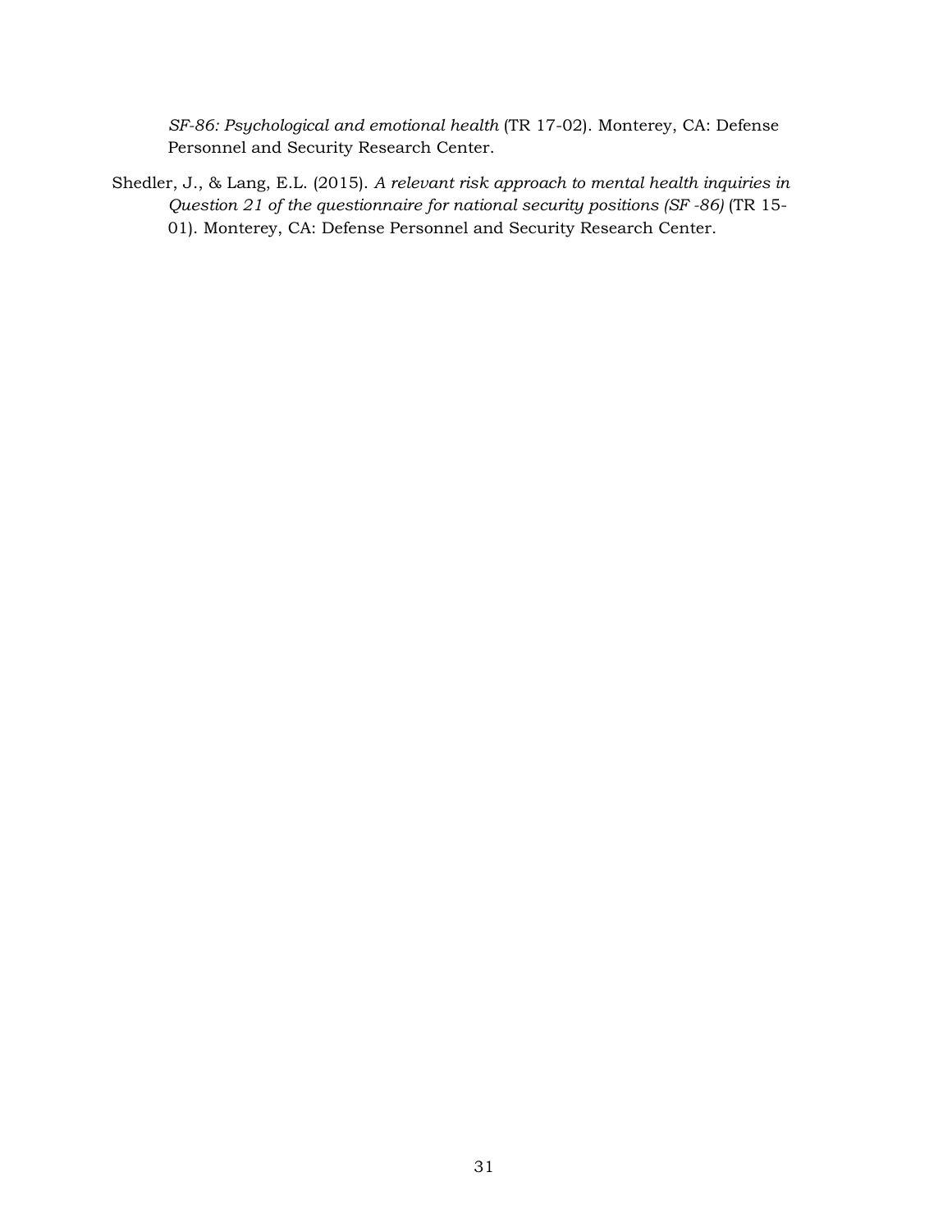*SF-86: Psychological and emotional health* (TR 17-02). Monterey, CA: Defense Personnel and Security Research Center.

Shedler, J., & Lang, E.L. (2015). *A relevant risk approach to mental health inquiries in Question 21 of the questionnaire for national security positions (SF -86)* (TR 15-01). Monterey, CA: Defense Personnel and Security Research Center.